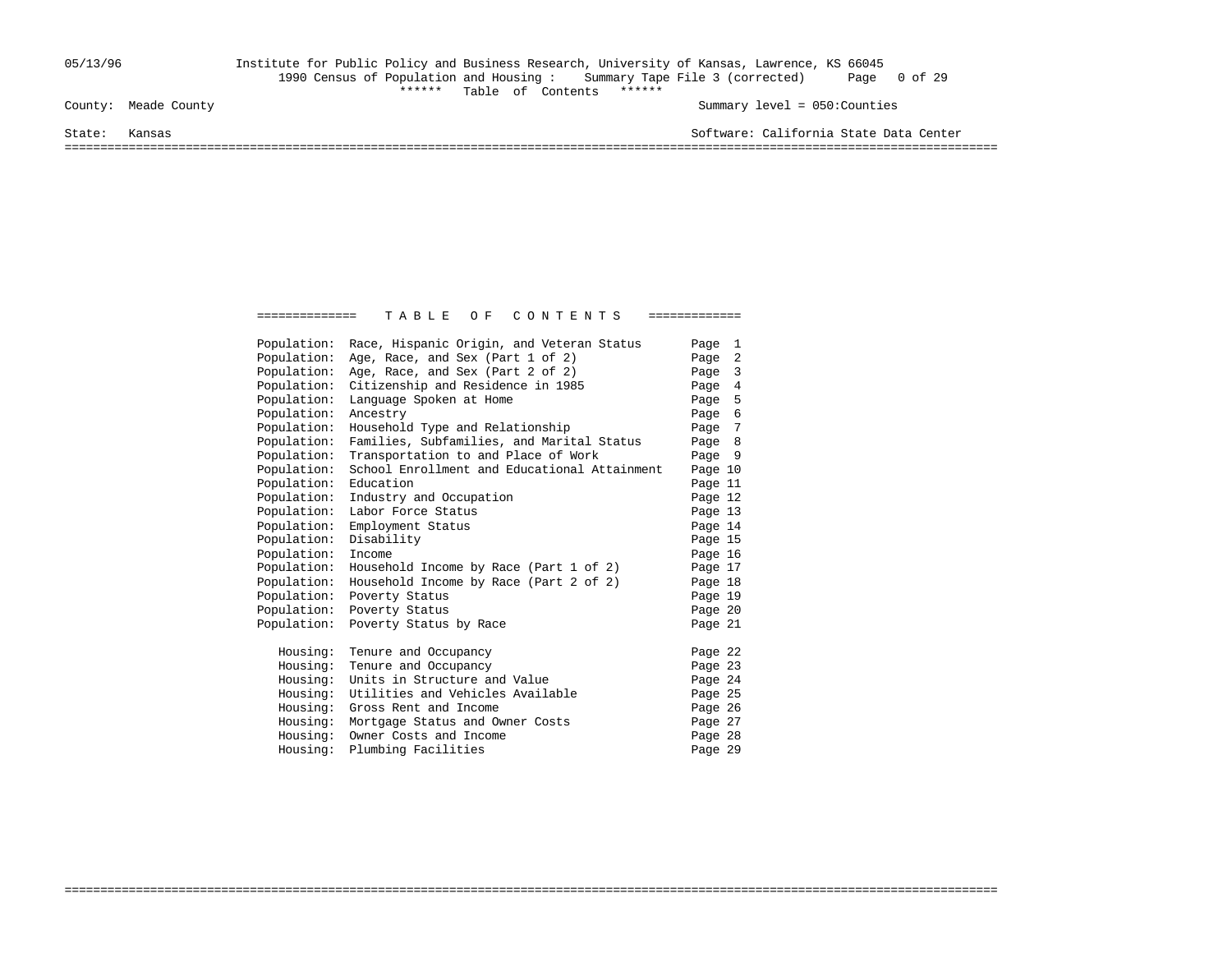05/13/96 Institute for Public Policy and Business Research, University of Kansas, Lawrence, KS 66045

1990 Census of Population and Housing : Summary Tape File 3 (corrected)

****** Table of Contents ******

County: Meade County

Summary level = 050:Counties

State: Kansas

Software: California State Data Center

# TABLE OF CONTENTS

| Section | Topic | Page |
|---|---|---|
| Population: | Race, Hispanic Origin, and Veteran Status | Page 1 |
| Population: | Age, Race, and Sex (Part 1 of 2) | Page 2 |
| Population: | Age, Race, and Sex (Part 2 of 2) | Page 3 |
| Population: | Citizenship and Residence in 1985 | Page 4 |
| Population: | Language Spoken at Home | Page 5 |
| Population: | Ancestry | Page 6 |
| Population: | Household Type and Relationship | Page 7 |
| Population: | Families, Subfamilies, and Marital Status | Page 8 |
| Population: | Transportation to and Place of Work | Page 9 |
| Population: | School Enrollment and Educational Attainment | Page 10 |
| Population: | Education | Page 11 |
| Population: | Industry and Occupation | Page 12 |
| Population: | Labor Force Status | Page 13 |
| Population: | Employment Status | Page 14 |
| Population: | Disability | Page 15 |
| Population: | Income | Page 16 |
| Population: | Household Income by Race (Part 1 of 2) | Page 17 |
| Population: | Household Income by Race (Part 2 of 2) | Page 18 |
| Population: | Poverty Status | Page 19 |
| Population: | Poverty Status | Page 20 |
| Population: | Poverty Status by Race | Page 21 |
| Housing: | Tenure and Occupancy | Page 22 |
| Housing: | Tenure and Occupancy | Page 23 |
| Housing: | Units in Structure and Value | Page 24 |
| Housing: | Utilities and Vehicles Available | Page 25 |
| Housing: | Gross Rent and Income | Page 26 |
| Housing: | Mortgage Status and Owner Costs | Page 27 |
| Housing: | Owner Costs and Income | Page 28 |
| Housing: | Plumbing Facilities | Page 29 |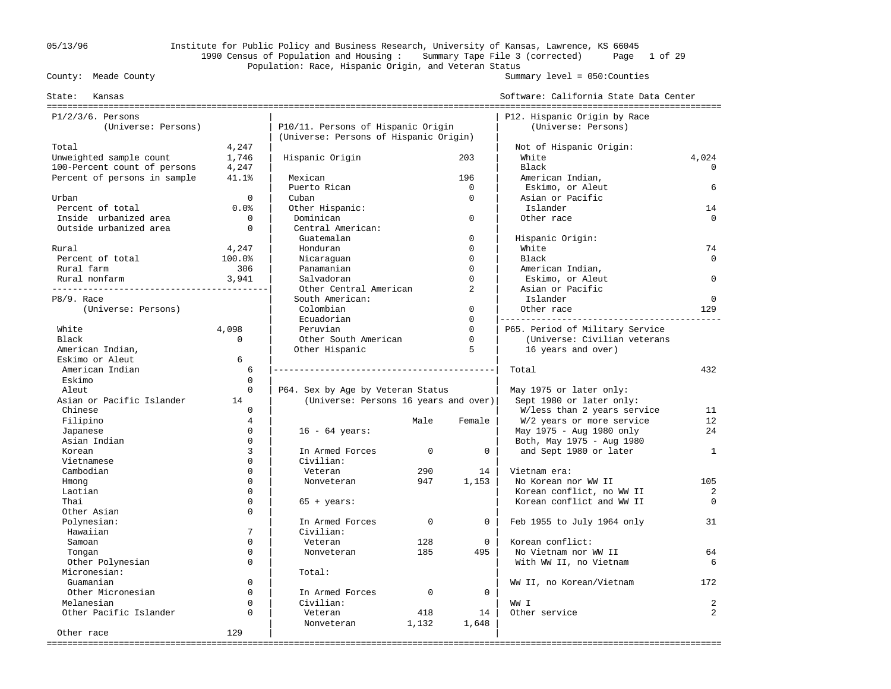Institute for Public Policy and Business Research, University of Kansas, Lawrence, KS 66045
1990 Census of Population and Housing : Summary Tape File 3 (corrected)
Population: Race, Hispanic Origin, and Veteran Status

County: Meade County — Summary level = 050:Counties

State: Kansas — Software: California State Data Center

05/13/96

## P1/2/3/6. Persons
(Universe: Persons)

| Item | Value |
|---|---|
| Total | 4,247 |
| Unweighted sample count | 1,746 |
| 100-Percent count of persons | 4,247 |
| Percent of persons in sample | 41.1% |
| Urban | 0 |
| Percent of total | 0.0% |
| Inside urbanized area | 0 |
| Outside urbanized area | 0 |
| Rural | 4,247 |
| Percent of total | 100.0% |
| Rural farm | 306 |
| Rural nonfarm | 3,941 |

## P8/9. Race
(Universe: Persons)

| Race | Value |
|---|---|
| White | 4,098 |
| Black | 0 |
| American Indian, Eskimo or Aleut | 6 |
| American Indian | 6 |
| Eskimo | 0 |
| Aleut | 0 |
| Asian or Pacific Islander | 14 |
| Chinese | 0 |
| Filipino | 4 |
| Japanese | 0 |
| Asian Indian | 0 |
| Korean | 3 |
| Vietnamese | 0 |
| Cambodian | 0 |
| Hmong | 0 |
| Laotian | 0 |
| Thai | 0 |
| Other Asian | 0 |
| Polynesian: | |
| Hawaiian | 7 |
| Samoan | 0 |
| Tongan | 0 |
| Other Polynesian | 0 |
| Micronesian: | |
| Guamanian | 0 |
| Other Micronesian | 0 |
| Melanesian | 0 |
| Other Pacific Islander | 0 |
| Other race | 129 |

## P10/11. Persons of Hispanic Origin
(Universe: Persons of Hispanic Origin)

| Origin | Value |
|---|---|
| Hispanic Origin | 203 |
| Mexican | 196 |
| Puerto Rican | 0 |
| Cuban | 0 |
| Other Hispanic: | |
| Dominican | 0 |
| Central American: | |
| Guatemalan | 0 |
| Honduran | 0 |
| Nicaraguan | 0 |
| Panamanian | 0 |
| Salvadoran | 0 |
| Other Central American | 2 |
| South American: | |
| Colombian | 0 |
| Ecuadorian | 0 |
| Peruvian | 0 |
| Other South American | 0 |
| Other Hispanic | 5 |

## P64. Sex by Age by Veteran Status
(Universe: Persons 16 years and over)

| | Male | Female |
|---|---|---|
| **16 - 64 years:** | | |
| In Armed Forces | 0 | 0 |
| Civilian: | | |
| Veteran | 290 | 14 |
| Nonveteran | 947 | 1,153 |
| **65 + years:** | | |
| In Armed Forces | 0 | 0 |
| Civilian: | | |
| Veteran | 128 | 0 |
| Nonveteran | 185 | 495 |
| **Total:** | | |
| In Armed Forces | 0 | 0 |
| Civilian: | | |
| Veteran | 418 | 14 |
| Nonveteran | 1,132 | 1,648 |

## P12. Hispanic Origin by Race
(Universe: Persons)

| Category | Value |
|---|---|
| **Not of Hispanic Origin:** | |
| White | 4,024 |
| Black | 0 |
| American Indian, Eskimo, or Aleut | 6 |
| Asian or Pacific Islander | 14 |
| Other race | 0 |
| **Hispanic Origin:** | |
| White | 74 |
| Black | 0 |
| American Indian, Eskimo, or Aleut | 0 |
| Asian or Pacific Islander | 0 |
| Other race | 129 |

## P65. Period of Military Service
(Universe: Civilian veterans 16 years and over)

| Period | Value |
|---|---|
| Total | 432 |
| May 1975 or later only: | |
| Sept 1980 or later only: | |
| W/less than 2 years service | 11 |
| W/2 years or more service | 12 |
| May 1975 - Aug 1980 only | 24 |
| Both, May 1975 - Aug 1980 and Sept 1980 or later | 1 |
| Vietnam era: | |
| No Korean nor WW II | 105 |
| Korean conflict, no WW II | 2 |
| Korean conflict and WW II | 0 |
| Feb 1955 to July 1964 only | 31 |
| Korean conflict: | |
| No Vietnam nor WW II | 64 |
| With WW II, no Vietnam | 6 |
| WW II, no Korean/Vietnam | 172 |
| WW I | 2 |
| Other service | 2 |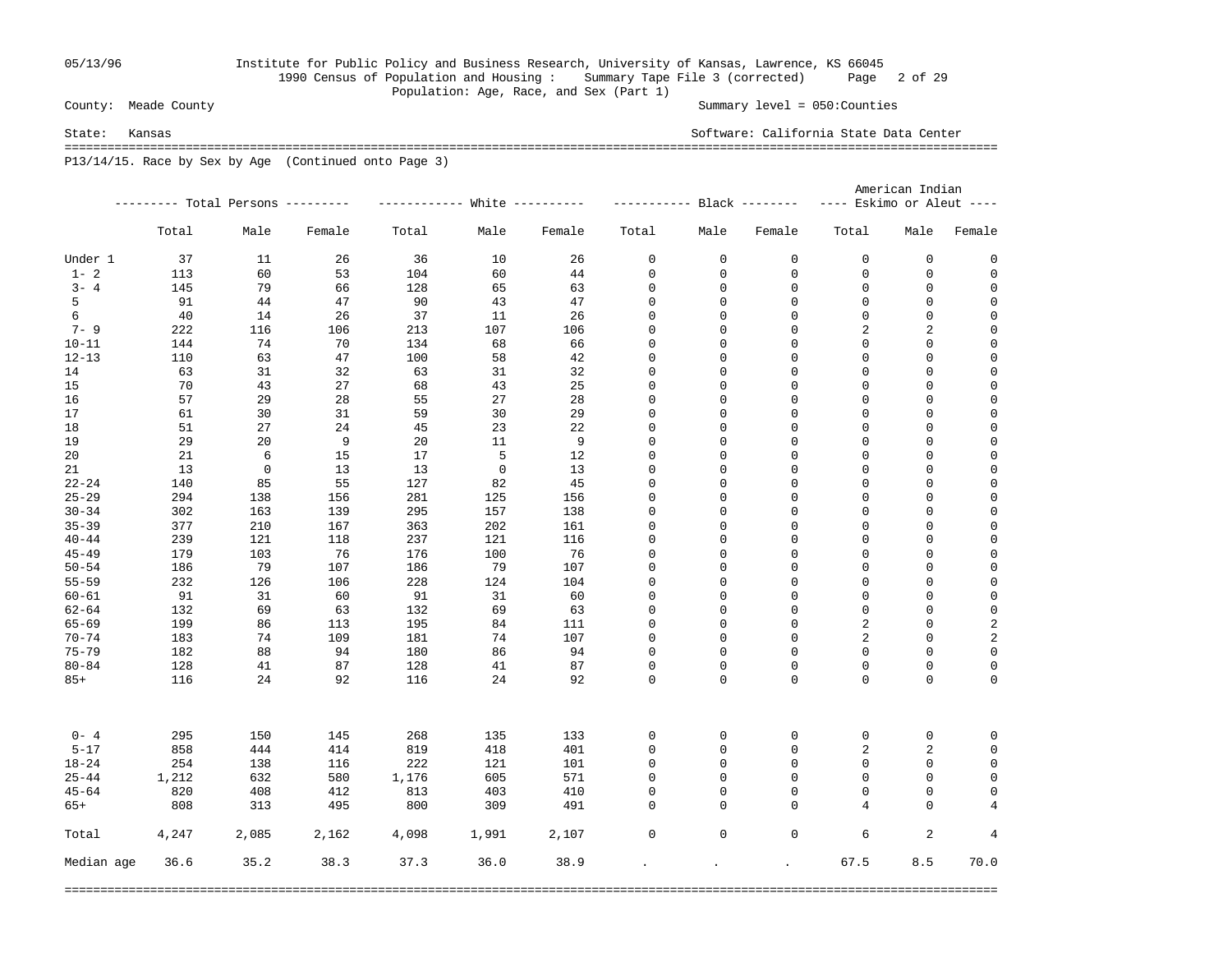County: Meade County — Summary level = 050:Counties

State: Kansas — Software: California State Data Center

P13/14/15. Race by Sex by Age (Continued onto Page 3)

| | Total Persons | | | White | | | Black | | | American Indian Eskimo or Aleut | | |
|---|---|---|---|---|---|---|---|---|---|---|---|---|
| | Total | Male | Female | Total | Male | Female | Total | Male | Female | Total | Male | Female |
| Under 1 | 37 | 11 | 26 | 36 | 10 | 26 | 0 | 0 | 0 | 0 | 0 | 0 |
| 1- 2 | 113 | 60 | 53 | 104 | 60 | 44 | 0 | 0 | 0 | 0 | 0 | 0 |
| 3- 4 | 145 | 79 | 66 | 128 | 65 | 63 | 0 | 0 | 0 | 0 | 0 | 0 |
| 5 | 91 | 44 | 47 | 90 | 43 | 47 | 0 | 0 | 0 | 0 | 0 | 0 |
| 6 | 40 | 14 | 26 | 37 | 11 | 26 | 0 | 0 | 0 | 0 | 0 | 0 |
| 7- 9 | 222 | 116 | 106 | 213 | 107 | 106 | 0 | 0 | 0 | 2 | 2 | 0 |
| 10-11 | 144 | 74 | 70 | 134 | 68 | 66 | 0 | 0 | 0 | 0 | 0 | 0 |
| 12-13 | 110 | 63 | 47 | 100 | 58 | 42 | 0 | 0 | 0 | 0 | 0 | 0 |
| 14 | 63 | 31 | 32 | 63 | 31 | 32 | 0 | 0 | 0 | 0 | 0 | 0 |
| 15 | 70 | 43 | 27 | 68 | 43 | 25 | 0 | 0 | 0 | 0 | 0 | 0 |
| 16 | 57 | 29 | 28 | 55 | 27 | 28 | 0 | 0 | 0 | 0 | 0 | 0 |
| 17 | 61 | 30 | 31 | 59 | 30 | 29 | 0 | 0 | 0 | 0 | 0 | 0 |
| 18 | 51 | 27 | 24 | 45 | 23 | 22 | 0 | 0 | 0 | 0 | 0 | 0 |
| 19 | 29 | 20 | 9 | 20 | 11 | 9 | 0 | 0 | 0 | 0 | 0 | 0 |
| 20 | 21 | 6 | 15 | 17 | 5 | 12 | 0 | 0 | 0 | 0 | 0 | 0 |
| 21 | 13 | 0 | 13 | 13 | 0 | 13 | 0 | 0 | 0 | 0 | 0 | 0 |
| 22-24 | 140 | 85 | 55 | 127 | 82 | 45 | 0 | 0 | 0 | 0 | 0 | 0 |
| 25-29 | 294 | 138 | 156 | 281 | 125 | 156 | 0 | 0 | 0 | 0 | 0 | 0 |
| 30-34 | 302 | 163 | 139 | 295 | 157 | 138 | 0 | 0 | 0 | 0 | 0 | 0 |
| 35-39 | 377 | 210 | 167 | 363 | 202 | 161 | 0 | 0 | 0 | 0 | 0 | 0 |
| 40-44 | 239 | 121 | 118 | 237 | 121 | 116 | 0 | 0 | 0 | 0 | 0 | 0 |
| 45-49 | 179 | 103 | 76 | 176 | 100 | 76 | 0 | 0 | 0 | 0 | 0 | 0 |
| 50-54 | 186 | 79 | 107 | 186 | 79 | 107 | 0 | 0 | 0 | 0 | 0 | 0 |
| 55-59 | 232 | 126 | 106 | 228 | 124 | 104 | 0 | 0 | 0 | 0 | 0 | 0 |
| 60-61 | 91 | 31 | 60 | 91 | 31 | 60 | 0 | 0 | 0 | 0 | 0 | 0 |
| 62-64 | 132 | 69 | 63 | 132 | 69 | 63 | 0 | 0 | 0 | 0 | 0 | 0 |
| 65-69 | 199 | 86 | 113 | 195 | 84 | 111 | 0 | 0 | 0 | 2 | 0 | 2 |
| 70-74 | 183 | 74 | 109 | 181 | 74 | 107 | 0 | 0 | 0 | 2 | 0 | 2 |
| 75-79 | 182 | 88 | 94 | 180 | 86 | 94 | 0 | 0 | 0 | 0 | 0 | 0 |
| 80-84 | 128 | 41 | 87 | 128 | 41 | 87 | 0 | 0 | 0 | 0 | 0 | 0 |
| 85+ | 116 | 24 | 92 | 116 | 24 | 92 | 0 | 0 | 0 | 0 | 0 | 0 |
| 0- 4 | 295 | 150 | 145 | 268 | 135 | 133 | 0 | 0 | 0 | 0 | 0 | 0 |
| 5-17 | 858 | 444 | 414 | 819 | 418 | 401 | 0 | 0 | 0 | 2 | 2 | 0 |
| 18-24 | 254 | 138 | 116 | 222 | 121 | 101 | 0 | 0 | 0 | 0 | 0 | 0 |
| 25-44 | 1,212 | 632 | 580 | 1,176 | 605 | 571 | 0 | 0 | 0 | 0 | 0 | 0 |
| 45-64 | 820 | 408 | 412 | 813 | 403 | 410 | 0 | 0 | 0 | 0 | 0 | 0 |
| 65+ | 808 | 313 | 495 | 800 | 309 | 491 | 0 | 0 | 0 | 4 | 0 | 4 |
| Total | 4,247 | 2,085 | 2,162 | 4,098 | 1,991 | 2,107 | 0 | 0 | 0 | 6 | 2 | 4 |
| Median age | 36.6 | 35.2 | 38.3 | 37.3 | 36.0 | 38.9 | . | . | . | 67.5 | 8.5 | 70.0 |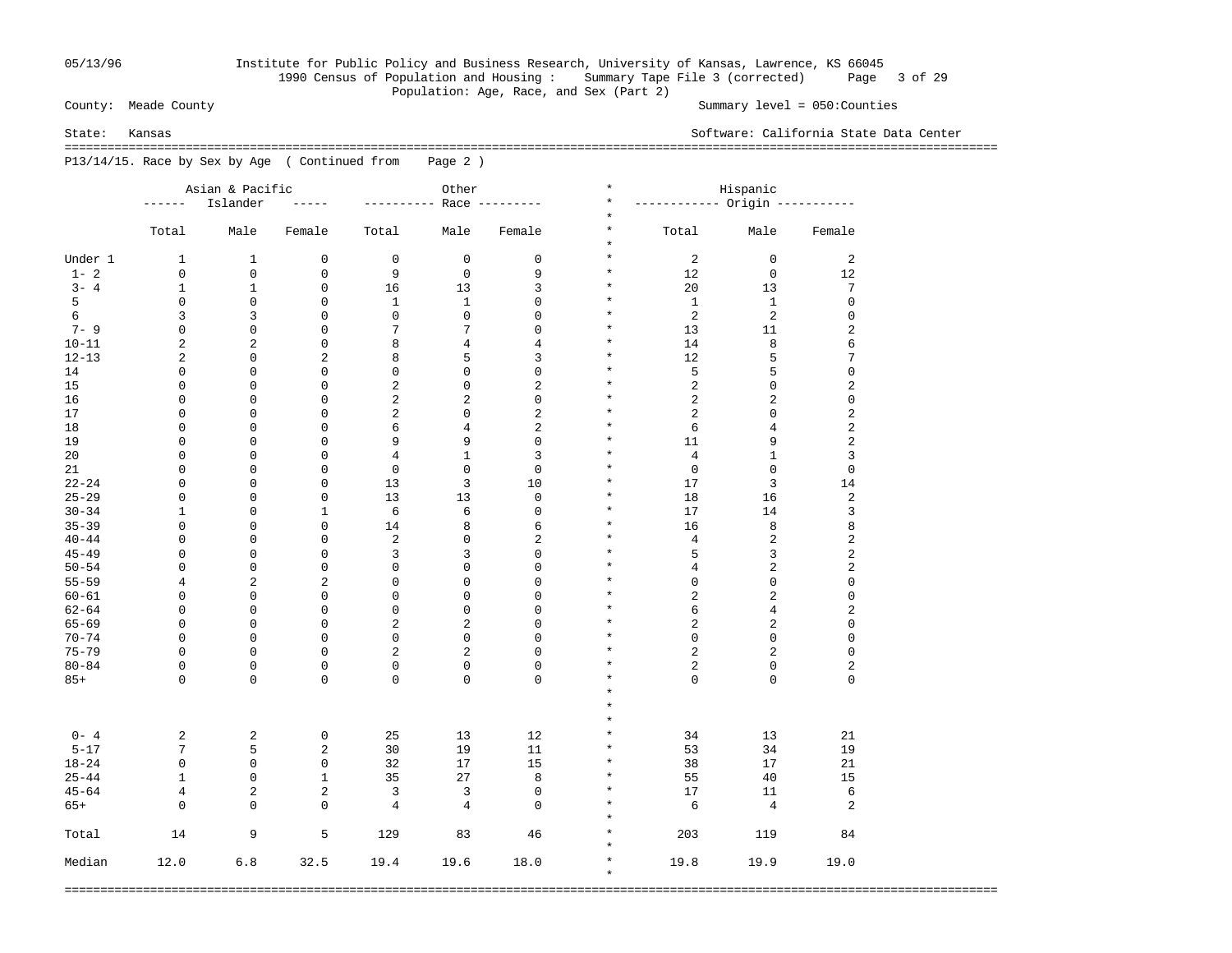County: Meade County

Summary level = 050:Counties

State: Kansas

Software: California State Data Center

Population: Age, Race, and Sex (Part 2)

P13/14/15. Race by Sex by Age ( Continued from Page 2 )

| | Asian & Pacific Islander | | | Other Race | | | Hispanic Origin | | |
|---|---|---|---|---|---|---|---|---|---|
| | Total | Male | Female | Total | Male | Female | Total | Male | Female |
| Under 1 | 1 | 1 | 0 | 0 | 0 | 0 | 2 | 0 | 2 |
| 1- 2 | 0 | 0 | 0 | 9 | 0 | 9 | 12 | 0 | 12 |
| 3- 4 | 1 | 1 | 0 | 16 | 13 | 3 | 20 | 13 | 7 |
| 5 | 0 | 0 | 0 | 1 | 1 | 0 | 1 | 1 | 0 |
| 6 | 3 | 3 | 0 | 0 | 0 | 0 | 2 | 2 | 0 |
| 7- 9 | 0 | 0 | 0 | 7 | 7 | 0 | 13 | 11 | 2 |
| 10-11 | 2 | 2 | 0 | 8 | 4 | 4 | 14 | 8 | 6 |
| 12-13 | 2 | 0 | 2 | 8 | 5 | 3 | 12 | 5 | 7 |
| 14 | 0 | 0 | 0 | 0 | 0 | 0 | 5 | 5 | 0 |
| 15 | 0 | 0 | 0 | 2 | 0 | 2 | 2 | 0 | 2 |
| 16 | 0 | 0 | 0 | 2 | 2 | 0 | 2 | 2 | 0 |
| 17 | 0 | 0 | 0 | 2 | 0 | 2 | 2 | 0 | 2 |
| 18 | 0 | 0 | 0 | 6 | 4 | 2 | 6 | 4 | 2 |
| 19 | 0 | 0 | 0 | 9 | 9 | 0 | 11 | 9 | 2 |
| 20 | 0 | 0 | 0 | 4 | 1 | 3 | 4 | 1 | 3 |
| 21 | 0 | 0 | 0 | 0 | 0 | 0 | 0 | 0 | 0 |
| 22-24 | 0 | 0 | 0 | 13 | 3 | 10 | 17 | 3 | 14 |
| 25-29 | 0 | 0 | 0 | 13 | 13 | 0 | 18 | 16 | 2 |
| 30-34 | 1 | 0 | 1 | 6 | 6 | 0 | 17 | 14 | 3 |
| 35-39 | 0 | 0 | 0 | 14 | 8 | 6 | 16 | 8 | 8 |
| 40-44 | 0 | 0 | 0 | 2 | 0 | 2 | 4 | 2 | 2 |
| 45-49 | 0 | 0 | 0 | 3 | 3 | 0 | 5 | 3 | 2 |
| 50-54 | 0 | 0 | 0 | 0 | 0 | 0 | 4 | 2 | 2 |
| 55-59 | 4 | 2 | 2 | 0 | 0 | 0 | 0 | 0 | 0 |
| 60-61 | 0 | 0 | 0 | 0 | 0 | 0 | 2 | 2 | 0 |
| 62-64 | 0 | 0 | 0 | 0 | 0 | 0 | 6 | 4 | 2 |
| 65-69 | 0 | 0 | 0 | 2 | 2 | 0 | 2 | 2 | 0 |
| 70-74 | 0 | 0 | 0 | 0 | 0 | 0 | 0 | 0 | 0 |
| 75-79 | 0 | 0 | 0 | 2 | 2 | 0 | 2 | 2 | 0 |
| 80-84 | 0 | 0 | 0 | 0 | 0 | 0 | 2 | 0 | 2 |
| 85+ | 0 | 0 | 0 | 0 | 0 | 0 | 0 | 0 | 0 |
| 0- 4 | 2 | 2 | 0 | 25 | 13 | 12 | 34 | 13 | 21 |
| 5-17 | 7 | 5 | 2 | 30 | 19 | 11 | 53 | 34 | 19 |
| 18-24 | 0 | 0 | 0 | 32 | 17 | 15 | 38 | 17 | 21 |
| 25-44 | 1 | 0 | 1 | 35 | 27 | 8 | 55 | 40 | 15 |
| 45-64 | 4 | 2 | 2 | 3 | 3 | 0 | 17 | 11 | 6 |
| 65+ | 0 | 0 | 0 | 4 | 4 | 0 | 6 | 4 | 2 |
| Total | 14 | 9 | 5 | 129 | 83 | 46 | 203 | 119 | 84 |
| Median | 12.0 | 6.8 | 32.5 | 19.4 | 19.6 | 18.0 | 19.8 | 19.9 | 19.0 |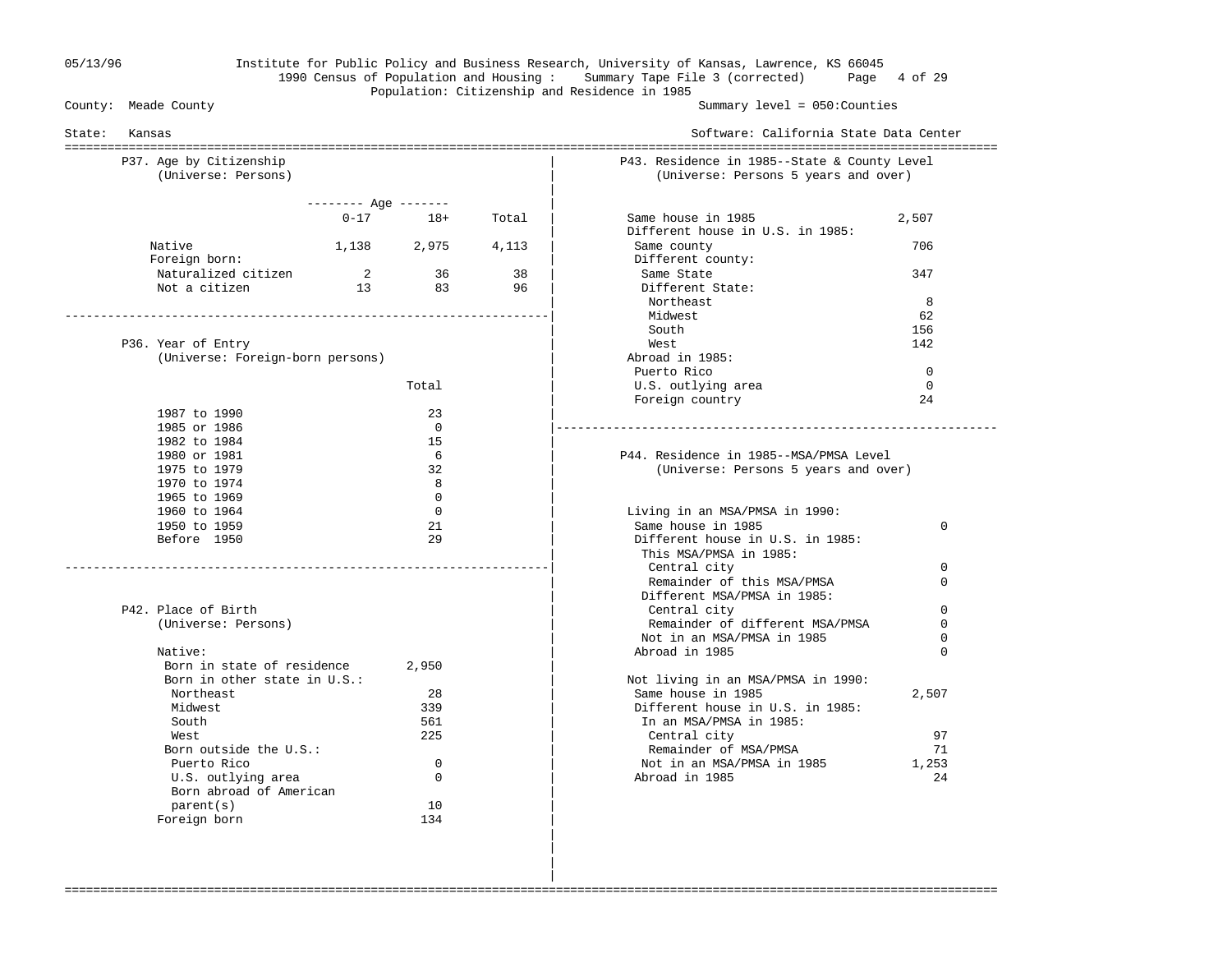County: Meade County

State: Kansas

Population: Citizenship and Residence in 1985

Summary level = 050:Counties

## P37. Age by Citizenship
(Universe: Persons)

| | Age 0-17 | Age 18+ | Total |
|---|---|---|---|
| Native | 1,138 | 2,975 | 4,113 |
| Foreign born: | | | |
| Naturalized citizen | 2 | 36 | 38 |
| Not a citizen | 13 | 83 | 96 |

## P36. Year of Entry
(Universe: Foreign-born persons)

| | Total |
|---|---|
| 1987 to 1990 | 23 |
| 1985 or 1986 | 0 |
| 1982 to 1984 | 15 |
| 1980 or 1981 | 6 |
| 1975 to 1979 | 32 |
| 1970 to 1974 | 8 |
| 1965 to 1969 | 0 |
| 1960 to 1964 | 0 |
| 1950 to 1959 | 21 |
| Before 1950 | 29 |

## P42. Place of Birth
(Universe: Persons)

| | |
|---|---|
| Native: | |
| Born in state of residence | 2,950 |
| Born in other state in U.S.: | |
| Northeast | 28 |
| Midwest | 339 |
| South | 561 |
| West | 225 |
| Born outside the U.S.: | |
| Puerto Rico | 0 |
| U.S. outlying area | 0 |
| Born abroad of American parent(s) | 10 |
| Foreign born | 134 |

## P43. Residence in 1985--State & County Level
(Universe: Persons 5 years and over)

| | |
|---|---|
| Same house in 1985 | 2,507 |
| Different house in U.S. in 1985: | |
| Same county | 706 |
| Different county: | |
| Same State | 347 |
| Different State: | |
| Northeast | 8 |
| Midwest | 62 |
| South | 156 |
| West | 142 |
| Abroad in 1985: | |
| Puerto Rico | 0 |
| U.S. outlying area | 0 |
| Foreign country | 24 |

## P44. Residence in 1985--MSA/PMSA Level
(Universe: Persons 5 years and over)

| | |
|---|---|
| Living in an MSA/PMSA in 1990: | |
| Same house in 1985 | 0 |
| Different house in U.S. in 1985: | |
| This MSA/PMSA in 1985: | |
| Central city | 0 |
| Remainder of this MSA/PMSA | 0 |
| Different MSA/PMSA in 1985: | |
| Central city | 0 |
| Remainder of different MSA/PMSA | 0 |
| Not in an MSA/PMSA in 1985 | 0 |
| Abroad in 1985 | 0 |
| Not living in an MSA/PMSA in 1990: | |
| Same house in 1985 | 2,507 |
| Different house in U.S. in 1985: | |
| In an MSA/PMSA in 1985: | |
| Central city | 97 |
| Remainder of MSA/PMSA | 71 |
| Not in an MSA/PMSA in 1985 | 1,253 |
| Abroad in 1985 | 24 |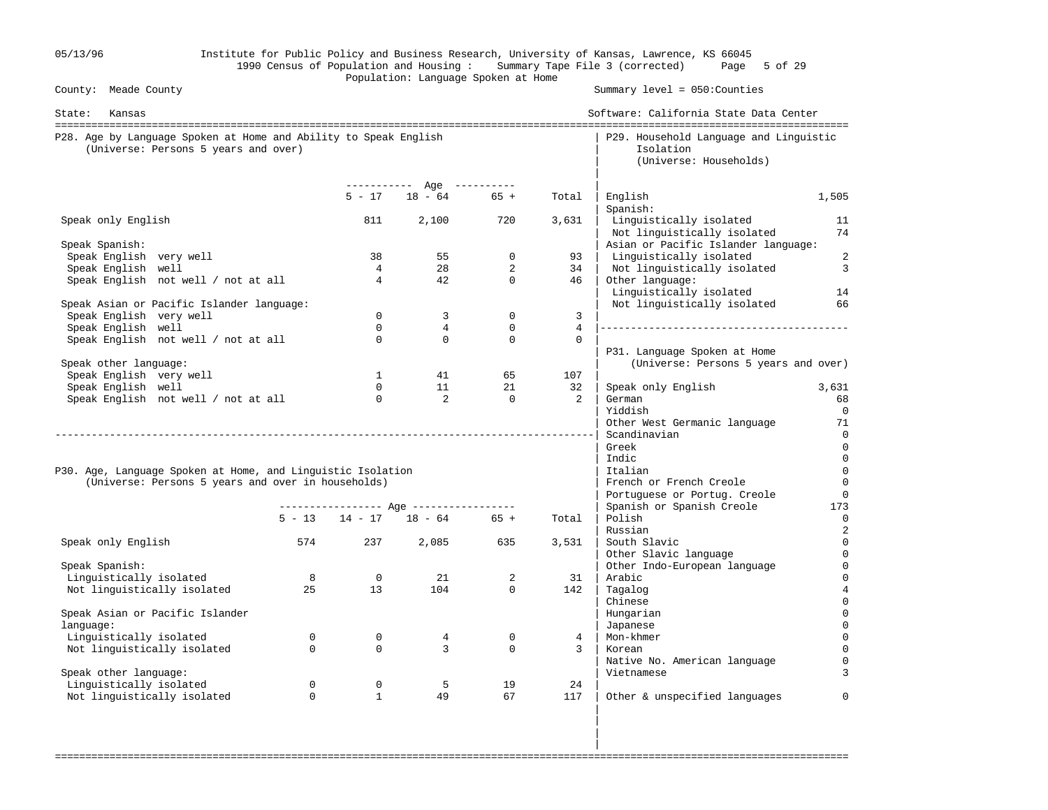05/13/96 Institute for Public Policy and Business Research, University of Kansas, Lawrence, KS 66045

1990 Census of Population and Housing : Summary Tape File 3 (corrected)

Population: Language Spoken at Home

County: Meade County — Summary level = 050:Counties

State: Kansas — Software: California State Data Center

## P28. Age by Language Spoken at Home and Ability to Speak English
(Universe: Persons 5 years and over)

| | 5 - 17 | 18 - 64 | 65 + | Total |
|---|---|---|---|---|
| Speak only English | 811 | 2,100 | 720 | 3,631 |
| **Speak Spanish:** | | | | |
| Speak English very well | 38 | 55 | 0 | 93 |
| Speak English well | 4 | 28 | 2 | 34 |
| Speak English not well / not at all | 4 | 42 | 0 | 46 |
| **Speak Asian or Pacific Islander language:** | | | | |
| Speak English very well | 0 | 3 | 0 | 3 |
| Speak English well | 0 | 4 | 0 | 4 |
| Speak English not well / not at all | 0 | 0 | 0 | 0 |
| **Speak other language:** | | | | |
| Speak English very well | 1 | 41 | 65 | 107 |
| Speak English well | 0 | 11 | 21 | 32 |
| Speak English not well / not at all | 0 | 2 | 0 | 2 |

## P30. Age, Language Spoken at Home, and Linguistic Isolation
(Universe: Persons 5 years and over in households)

| | 5 - 13 | 14 - 17 | 18 - 64 | 65 + | Total |
|---|---|---|---|---|---|
| Speak only English | 574 | 237 | 2,085 | 635 | 3,531 |
| **Speak Spanish:** | | | | | |
| Linguistically isolated | 8 | 0 | 21 | 2 | 31 |
| Not linguistically isolated | 25 | 13 | 104 | 0 | 142 |
| **Speak Asian or Pacific Islander language:** | | | | | |
| Linguistically isolated | 0 | 0 | 4 | 0 | 4 |
| Not linguistically isolated | 0 | 0 | 3 | 0 | 3 |
| **Speak other language:** | | | | | |
| Linguistically isolated | 0 | 0 | 5 | 19 | 24 |
| Not linguistically isolated | 0 | 1 | 49 | 67 | 117 |

## P29. Household Language and Linguistic Isolation
(Universe: Households)

| | |
|---|---|
| English | 1,505 |
| **Spanish:** | |
| Linguistically isolated | 11 |
| Not linguistically isolated | 74 |
| **Asian or Pacific Islander language:** | |
| Linguistically isolated | 2 |
| Not linguistically isolated | 3 |
| **Other language:** | |
| Linguistically isolated | 14 |
| Not linguistically isolated | 66 |

## P31. Language Spoken at Home
(Universe: Persons 5 years and over)

| | |
|---|---|
| Speak only English | 3,631 |
| German | 68 |
| Yiddish | 0 |
| Other West Germanic language | 71 |
| Scandinavian | 0 |
| Greek | 0 |
| Indic | 0 |
| Italian | 0 |
| French or French Creole | 0 |
| Portuguese or Portug. Creole | 0 |
| Spanish or Spanish Creole | 173 |
| Polish | 0 |
| Russian | 2 |
| South Slavic | 0 |
| Other Slavic language | 0 |
| Other Indo-European language | 0 |
| Arabic | 0 |
| Tagalog | 4 |
| Chinese | 0 |
| Hungarian | 0 |
| Japanese | 0 |
| Mon-khmer | 0 |
| Korean | 0 |
| Native No. American language | 0 |
| Vietnamese | 3 |
| Other & unspecified languages | 0 |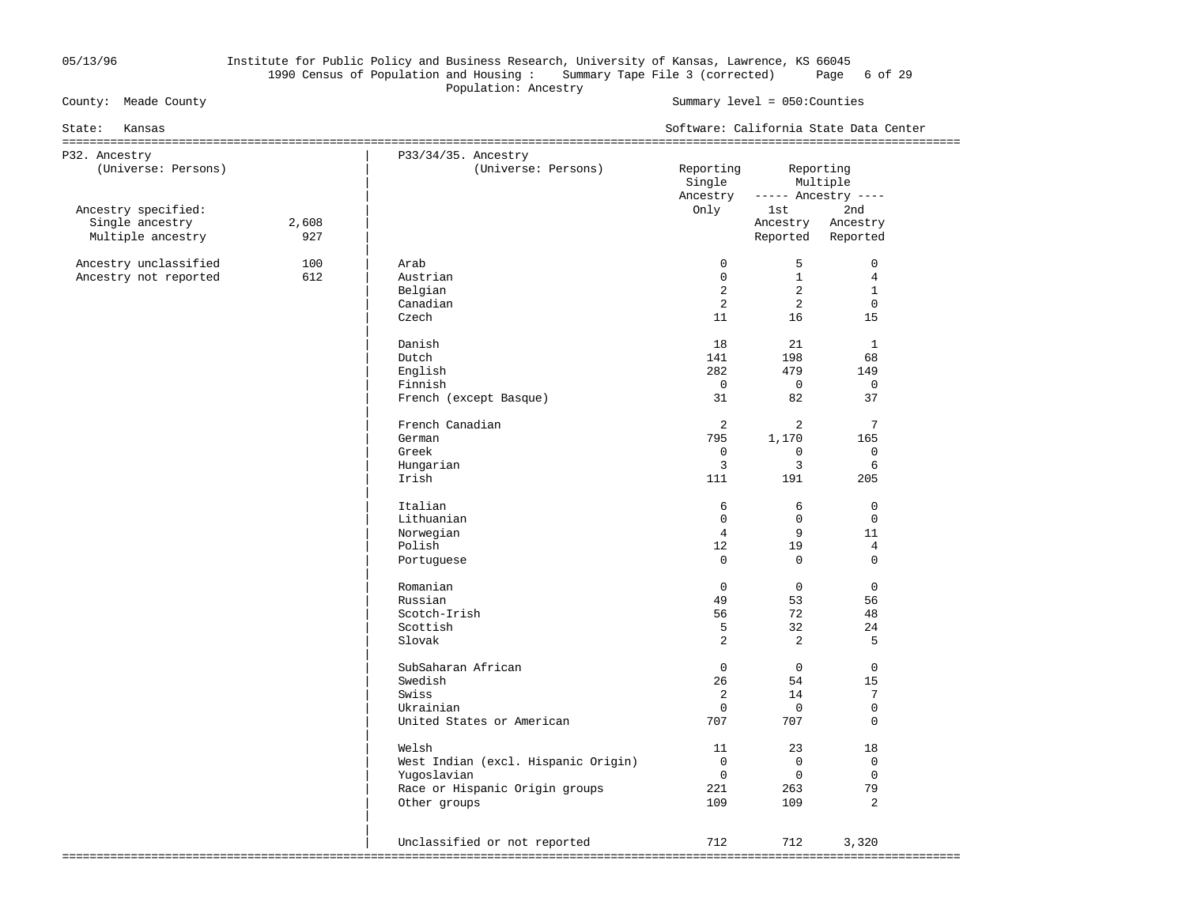Institute for Public Policy and Business Research, University of Kansas, Lawrence, KS 66045
1990 Census of Population and Housing : Summary Tape File 3 (corrected)
Population: Ancestry

County: Meade County — Summary level = 050:Counties

State: Kansas — Software: California State Data Center

## P32. Ancestry

(Universe: Persons)

| | |
|---|---|
| Ancestry specified: | |
| Single ancestry | 2,608 |
| Multiple ancestry | 927 |
| Ancestry unclassified | 100 |
| Ancestry not reported | 612 |

## P33/34/35. Ancestry

(Universe: Persons)

| | Reporting Single Ancestry Only | Reporting Multiple Ancestry 1st Ancestry Reported | Reporting Multiple Ancestry 2nd Ancestry Reported |
|---|---|---|---|
| Arab | 0 | 5 | 0 |
| Austrian | 0 | 1 | 4 |
| Belgian | 2 | 2 | 1 |
| Canadian | 2 | 2 | 0 |
| Czech | 11 | 16 | 15 |
| Danish | 18 | 21 | 1 |
| Dutch | 141 | 198 | 68 |
| English | 282 | 479 | 149 |
| Finnish | 0 | 0 | 0 |
| French (except Basque) | 31 | 82 | 37 |
| French Canadian | 2 | 2 | 7 |
| German | 795 | 1,170 | 165 |
| Greek | 0 | 0 | 0 |
| Hungarian | 3 | 3 | 6 |
| Irish | 111 | 191 | 205 |
| Italian | 6 | 6 | 0 |
| Lithuanian | 0 | 0 | 0 |
| Norwegian | 4 | 9 | 11 |
| Polish | 12 | 19 | 4 |
| Portuguese | 0 | 0 | 0 |
| Romanian | 0 | 0 | 0 |
| Russian | 49 | 53 | 56 |
| Scotch-Irish | 56 | 72 | 48 |
| Scottish | 5 | 32 | 24 |
| Slovak | 2 | 2 | 5 |
| SubSaharan African | 0 | 0 | 0 |
| Swedish | 26 | 54 | 15 |
| Swiss | 2 | 14 | 7 |
| Ukrainian | 0 | 0 | 0 |
| United States or American | 707 | 707 | 0 |
| Welsh | 11 | 23 | 18 |
| West Indian (excl. Hispanic Origin) | 0 | 0 | 0 |
| Yugoslavian | 0 | 0 | 0 |
| Race or Hispanic Origin groups | 221 | 263 | 79 |
| Other groups | 109 | 109 | 2 |
| Unclassified or not reported | 712 | 712 | 3,320 |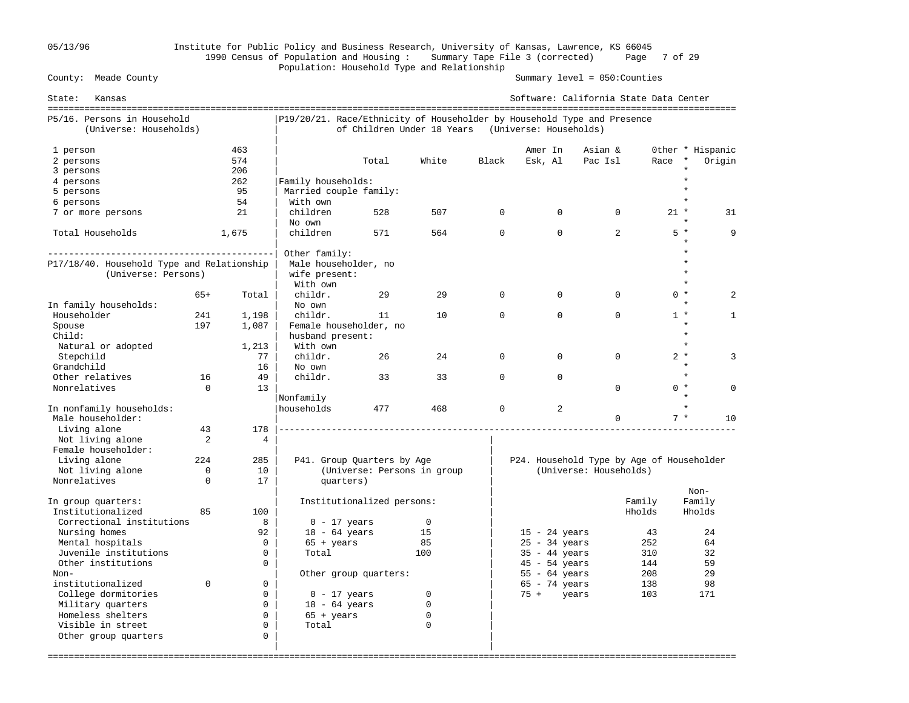Institute for Public Policy and Business Research, University of Kansas, Lawrence, KS 66045
1990 Census of Population and Housing : Summary Tape File 3 (corrected)
Population: Household Type and Relationship

County: Meade County — Summary level = 050:Counties

State: Kansas — Software: California State Data Center

## P5/16. Persons in Household (Universe: Households)

| | |
|---|---|
| 1 person | 463 |
| 2 persons | 574 |
| 3 persons | 206 |
| 4 persons | 262 |
| 5 persons | 95 |
| 6 persons | 54 |
| 7 or more persons | 21 |
| Total Households | 1,675 |

## P19/20/21. Race/Ethnicity of Householder by Household Type and Presence of Children Under 18 Years (Universe: Households)

| | Total | White | Black | Amer In Esk, Al | Asian & Pac Isl | Other Race | Hispanic Origin |
|---|---|---|---|---|---|---|---|
| **Family households:** | | | | | | | |
| Married couple family: | | | | | | | |
| With own children | 528 | 507 | 0 | 0 | 0 | 21 | 31 |
| No own children | 571 | 564 | 0 | 0 | 2 | 5 | 9 |
| Other family: | | | | | | | |
| Male householder, no wife present: | | | | | | | |
| With own childr. | 29 | 29 | 0 | 0 | 0 | 0 | 2 |
| No own childr. | 11 | 10 | 0 | 0 | 0 | 1 | 1 |
| Female householder, no husband present: | | | | | | | |
| With own childr. | 26 | 24 | 0 | 0 | 0 | 2 | 3 |
| No own childr. | 33 | 33 | 0 | 0 | 0 | 0 | 0 |
| Nonfamily households | 477 | 468 | 0 | 2 | 0 | 7 | 10 |

## P17/18/40. Household Type and Relationship (Universe: Persons)

| | 65+ | Total |
|---|---|---|
| **In family households:** | | |
| Householder | 241 | 1,198 |
| Spouse | 197 | 1,087 |
| Child: | | |
| Natural or adopted | | 1,213 |
| Stepchild | | 77 |
| Grandchild | | 16 |
| Other relatives | 16 | 49 |
| Nonrelatives | 0 | 13 |
| **In nonfamily households:** | | |
| Male householder: | | |
| Living alone | 43 | 178 |
| Not living alone | 2 | 4 |
| Female householder: | | |
| Living alone | 224 | 285 |
| Not living alone | 0 | 10 |
| Nonrelatives | 0 | 17 |
| **In group quarters:** | | |
| Institutionalized | 85 | 100 |
| Correctional institutions | | 8 |
| Nursing homes | | 92 |
| Mental hospitals | | 0 |
| Juvenile institutions | | 0 |
| Other institutions | | 0 |
| Non-institutionalized | 0 | 0 |
| College dormitories | | 0 |
| Military quarters | | 0 |
| Homeless shelters | | 0 |
| Visible in street | | 0 |
| Other group quarters | | 0 |

## P41. Group Quarters by Age (Universe: Persons in group quarters)

| | |
|---|---|
| **Institutionalized persons:** | |
| 0 - 17 years | 0 |
| 18 - 64 years | 15 |
| 65 + years | 85 |
| Total | 100 |
| **Other group quarters:** | |
| 0 - 17 years | 0 |
| 18 - 64 years | 0 |
| 65 + years | 0 |
| Total | 0 |

## P24. Household Type by Age of Householder (Universe: Households)

| | Family Hholds | Non-Family Hholds |
|---|---|---|
| 15 - 24 years | 43 | 24 |
| 25 - 34 years | 252 | 64 |
| 35 - 44 years | 310 | 32 |
| 45 - 54 years | 144 | 59 |
| 55 - 64 years | 208 | 29 |
| 65 - 74 years | 138 | 98 |
| 75 + years | 103 | 171 |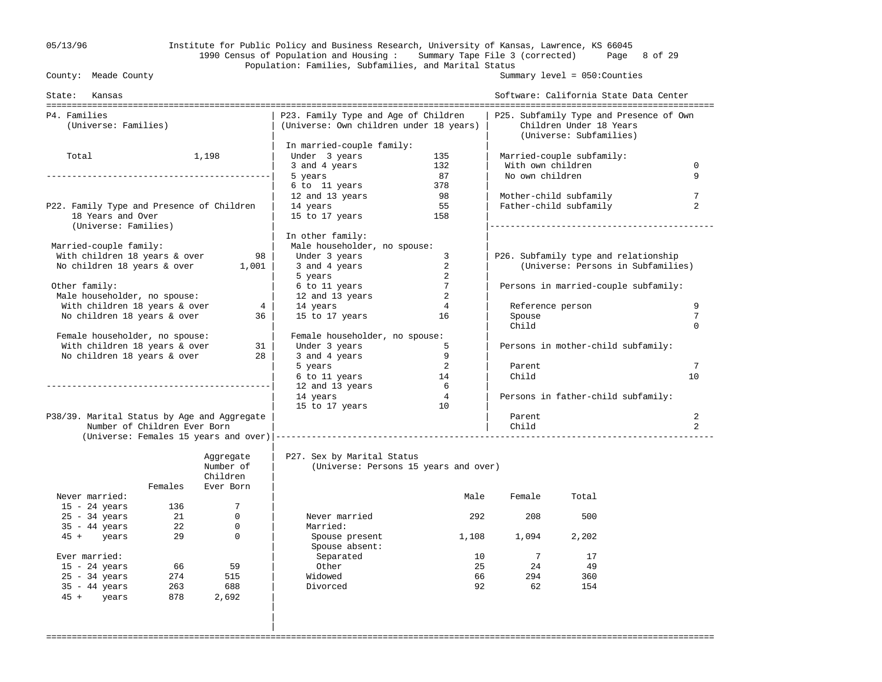05/13/96 Institute for Public Policy and Business Research, University of Kansas, Lawrence, KS 66045

1990 Census of Population and Housing : Summary Tape File 3 (corrected)

Population: Families, Subfamilies, and Marital Status

County: Meade County — Summary level = 050:Counties

State: Kansas — Software: California State Data Center

## P4. Families
(Universe: Families)

| | |
|---|---|
| Total | 1,198 |

## P22. Family Type and Presence of Children 18 Years and Over
(Universe: Families)

| | |
|---|---|
| Married-couple family: | |
| With children 18 years & over | 98 |
| No children 18 years & over | 1,001 |
| Other family: | |
| Male householder, no spouse: | |
| With children 18 years & over | 4 |
| No children 18 years & over | 36 |
| Female householder, no spouse: | |
| With children 18 years & over | 31 |
| No children 18 years & over | 28 |

## P38/39. Marital Status by Age and Aggregate Number of Children Ever Born
(Universe: Females 15 years and over)

| | Females | Aggregate Number of Children Ever Born |
|---|---|---|
| Never married: | | |
| 15 - 24 years | 136 | 7 |
| 25 - 34 years | 21 | 0 |
| 35 - 44 years | 22 | 0 |
| 45 + years | 29 | 0 |
| Ever married: | | |
| 15 - 24 years | 66 | 59 |
| 25 - 34 years | 274 | 515 |
| 35 - 44 years | 263 | 688 |
| 45 + years | 878 | 2,692 |

## P23. Family Type and Age of Children
(Universe: Own children under 18 years)

| | |
|---|---|
| In married-couple family: | |
| Under 3 years | 135 |
| 3 and 4 years | 132 |
| 5 years | 87 |
| 6 to 11 years | 378 |
| 12 and 13 years | 98 |
| 14 years | 55 |
| 15 to 17 years | 158 |
| In other family: | |
| Male householder, no spouse: | |
| Under 3 years | 3 |
| 3 and 4 years | 2 |
| 5 years | 2 |
| 6 to 11 years | 7 |
| 12 and 13 years | 2 |
| 14 years | 4 |
| 15 to 17 years | 16 |
| Female householder, no spouse: | |
| Under 3 years | 5 |
| 3 and 4 years | 9 |
| 5 years | 2 |
| 6 to 11 years | 14 |
| 12 and 13 years | 6 |
| 14 years | 4 |
| 15 to 17 years | 10 |

## P25. Subfamily Type and Presence of Own Children Under 18 Years
(Universe: Subfamilies)

| | |
|---|---|
| Married-couple subfamily: | |
| With own children | 0 |
| No own children | 9 |
| Mother-child subfamily | 7 |
| Father-child subfamily | 2 |

## P26. Subfamily type and relationship
(Universe: Persons in Subfamilies)

| | |
|---|---|
| Persons in married-couple subfamily: | |
| Reference person | 9 |
| Spouse | 7 |
| Child | 0 |
| Persons in mother-child subfamily: | |
| Parent | 7 |
| Child | 10 |
| Persons in father-child subfamily: | |
| Parent | 2 |
| Child | 2 |

## P27. Sex by Marital Status
(Universe: Persons 15 years and over)

| | Male | Female | Total |
|---|---|---|---|
| Never married | 292 | 208 | 500 |
| Married: | | | |
| Spouse present | 1,108 | 1,094 | 2,202 |
| Spouse absent: | | | |
| Separated | 10 | 7 | 17 |
| Other | 25 | 24 | 49 |
| Widowed | 66 | 294 | 360 |
| Divorced | 92 | 62 | 154 |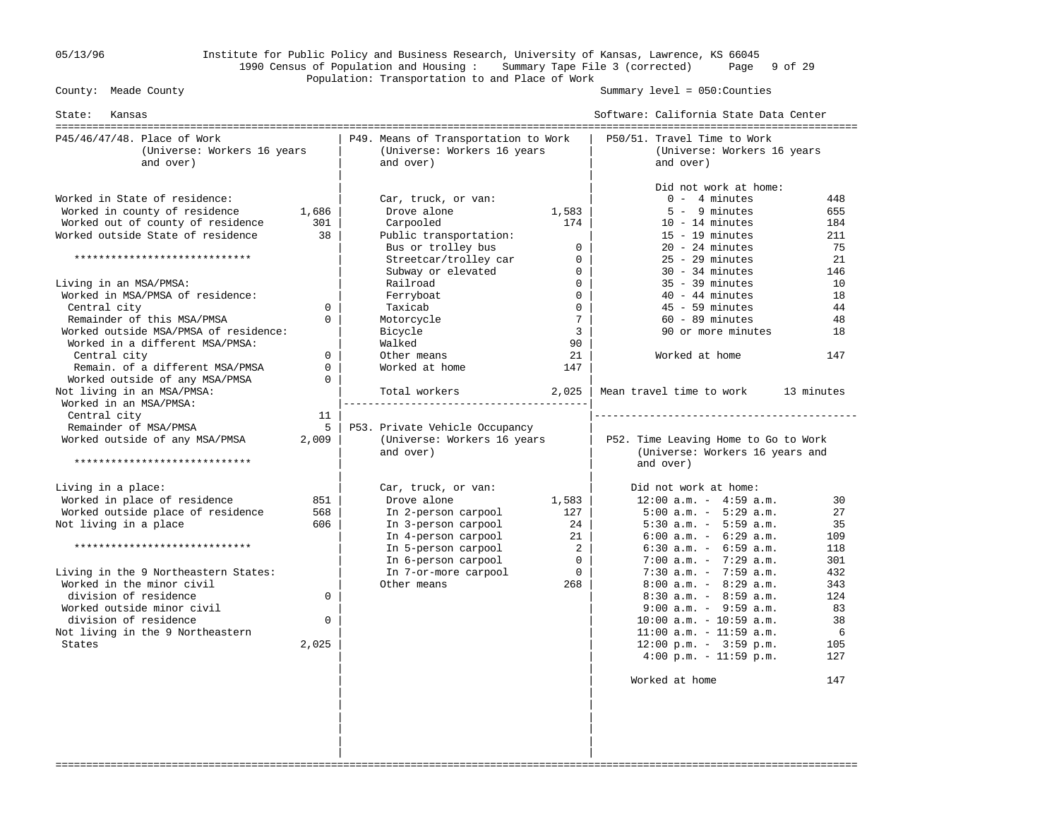Institute for Public Policy and Business Research, University of Kansas, Lawrence, KS 66045
1990 Census of Population and Housing : Summary Tape File 3 (corrected)
Population: Transportation to and Place of Work

County: Meade County — Summary level = 050:Counties

State: Kansas — Software: California State Data Center

05/13/96

## P45/46/47/48. Place of Work (Universe: Workers 16 years and over)

| Item | Count |
|---|---|
| Worked in State of residence: | |
| Worked in county of residence | 1,686 |
| Worked out of county of residence | 301 |
| Worked outside State of residence | 38 |
| ***************************** | |
| Living in an MSA/PMSA: | |
| Worked in MSA/PMSA of residence: | |
| Central city | 0 |
| Remainder of this MSA/PMSA | 0 |
| Worked outside MSA/PMSA of residence: | |
| Worked in a different MSA/PMSA: | |
| Central city | 0 |
| Remain. of a different MSA/PMSA | 0 |
| Worked outside of any MSA/PMSA | 0 |
| Not living in an MSA/PMSA: | |
| Worked in an MSA/PMSA: | |
| Central city | 11 |
| Remainder of MSA/PMSA | 5 |
| Worked outside of any MSA/PMSA | 2,009 |
| ***************************** | |
| Living in a place: | |
| Worked in place of residence | 851 |
| Worked outside place of residence | 568 |
| Not living in a place | 606 |
| ***************************** | |
| Living in the 9 Northeastern States: | |
| Worked in the minor civil division of residence | 0 |
| Worked outside minor civil division of residence | 0 |
| Not living in the 9 Northeastern States | 2,025 |

## P49. Means of Transportation to Work (Universe: Workers 16 years and over)

| Item | Count |
|---|---|
| Car, truck, or van: | |
| Drove alone | 1,583 |
| Carpooled | 174 |
| Public transportation: | |
| Bus or trolley bus | 0 |
| Streetcar/trolley car | 0 |
| Subway or elevated | 0 |
| Railroad | 0 |
| Ferryboat | 0 |
| Taxicab | 0 |
| Motorcycle | 7 |
| Bicycle | 3 |
| Walked | 90 |
| Other means | 21 |
| Worked at home | 147 |
| Total workers | 2,025 |

## P53. Private Vehicle Occupancy (Universe: Workers 16 years and over)

| Item | Count |
|---|---|
| Car, truck, or van: | |
| Drove alone | 1,583 |
| In 2-person carpool | 127 |
| In 3-person carpool | 24 |
| In 4-person carpool | 21 |
| In 5-person carpool | 2 |
| In 6-person carpool | 0 |
| In 7-or-more carpool | 0 |
| Other means | 268 |

## P50/51. Travel Time to Work (Universe: Workers 16 years and over)

| Item | Count |
|---|---|
| Did not work at home: | |
| 0 - 4 minutes | 448 |
| 5 - 9 minutes | 655 |
| 10 - 14 minutes | 184 |
| 15 - 19 minutes | 211 |
| 20 - 24 minutes | 75 |
| 25 - 29 minutes | 21 |
| 30 - 34 minutes | 146 |
| 35 - 39 minutes | 10 |
| 40 - 44 minutes | 18 |
| 45 - 59 minutes | 44 |
| 60 - 89 minutes | 48 |
| 90 or more minutes | 18 |
| Worked at home | 147 |
| Mean travel time to work | 13 minutes |

## P52. Time Leaving Home to Go to Work (Universe: Workers 16 years and over)

| Item | Count |
|---|---|
| Did not work at home: | |
| 12:00 a.m. - 4:59 a.m. | 30 |
| 5:00 a.m. - 5:29 a.m. | 27 |
| 5:30 a.m. - 5:59 a.m. | 35 |
| 6:00 a.m. - 6:29 a.m. | 109 |
| 6:30 a.m. - 6:59 a.m. | 118 |
| 7:00 a.m. - 7:29 a.m. | 301 |
| 7:30 a.m. - 7:59 a.m. | 432 |
| 8:00 a.m. - 8:29 a.m. | 343 |
| 8:30 a.m. - 8:59 a.m. | 124 |
| 9:00 a.m. - 9:59 a.m. | 83 |
| 10:00 a.m. - 10:59 a.m. | 38 |
| 11:00 a.m. - 11:59 a.m. | 6 |
| 12:00 p.m. - 3:59 p.m. | 105 |
| 4:00 p.m. - 11:59 p.m. | 127 |
| Worked at home | 147 |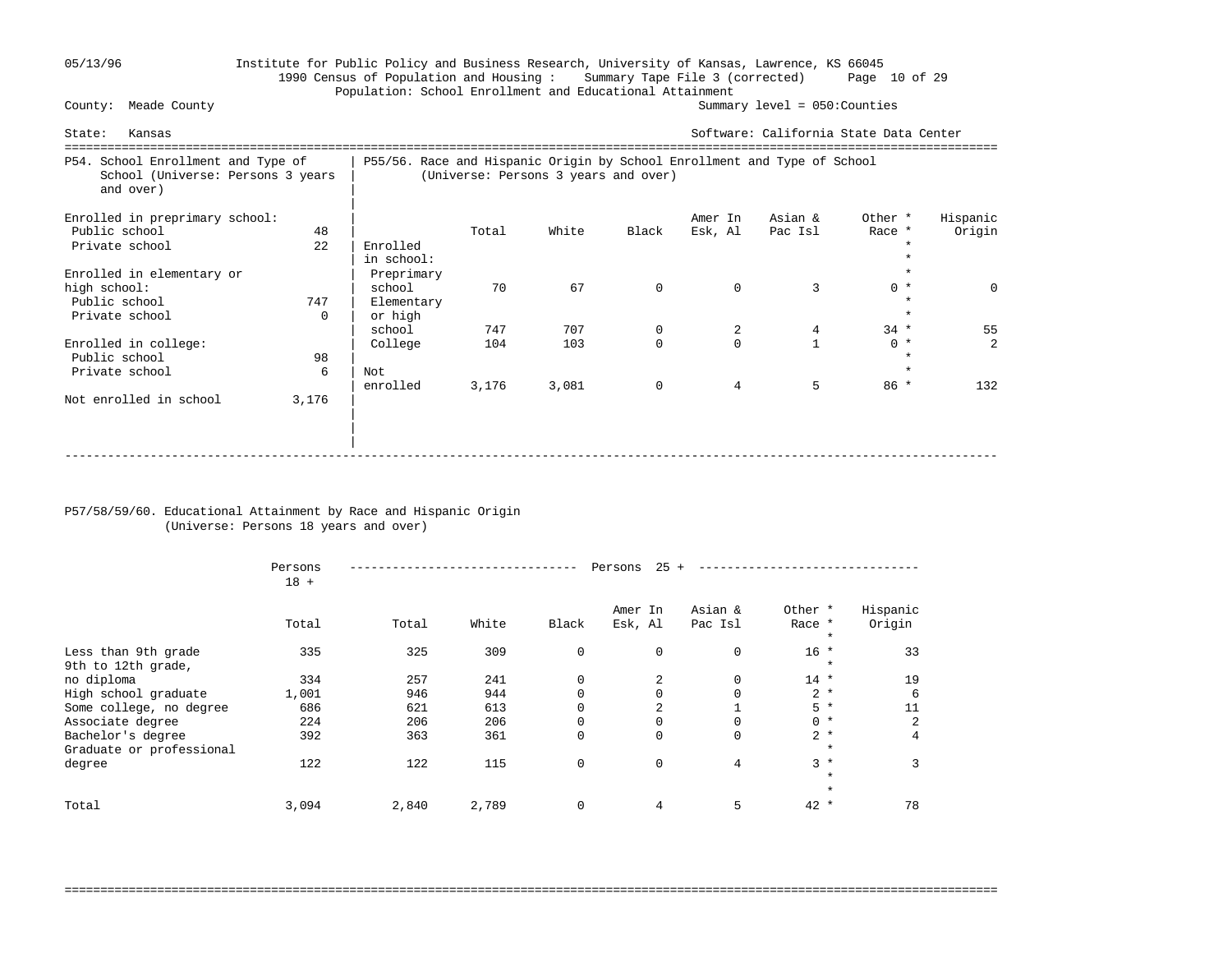05/13/96 Institute for Public Policy and Business Research, University of Kansas, Lawrence, KS 66045
1990 Census of Population and Housing : Summary Tape File 3 (corrected)
Population: School Enrollment and Educational Attainment

County: Meade County — Summary level = 050:Counties

State: Kansas — Software: California State Data Center

## P54. School Enrollment and Type of School (Universe: Persons 3 years and over)

| | |
|---|---|
| **Enrolled in preprimary school:** | |
| Public school | 48 |
| Private school | 22 |
| **Enrolled in elementary or high school:** | |
| Public school | 747 |
| Private school | 0 |
| **Enrolled in college:** | |
| Public school | 98 |
| Private school | 6 |
| Not enrolled in school | 3,176 |

## P55/56. Race and Hispanic Origin by School Enrollment and Type of School (Universe: Persons 3 years and over)

| | Total | White | Black | Amer In Esk, Al | Asian & Pac Isl | Other * Race * | Hispanic Origin |
|---|---|---|---|---|---|---|---|
| **Enrolled in school:** | | | | | | | |
| Preprimary school | 70 | 67 | 0 | 0 | 3 | 0 * | 0 |
| Elementary or high school | 747 | 707 | 0 | 2 | 4 | 34 * | 55 |
| College | 104 | 103 | 0 | 0 | 1 | 0 * | 2 |
| Not enrolled | 3,176 | 3,081 | 0 | 4 | 5 | 86 * | 132 |

## P57/58/59/60. Educational Attainment by Race and Hispanic Origin (Universe: Persons 18 years and over)

| | Persons 18 + | Persons 25 + | | | | | | |
|---|---|---|---|---|---|---|---|---|
| | Total | Total | White | Black | Amer In Esk, Al | Asian & Pac Isl | Other * Race * | Hispanic Origin |
| Less than 9th grade | 335 | 325 | 309 | 0 | 0 | 0 | 16 * | 33 |
| 9th to 12th grade, no diploma | 334 | 257 | 241 | 0 | 2 | 0 | 14 * | 19 |
| High school graduate | 1,001 | 946 | 944 | 0 | 0 | 0 | 2 * | 6 |
| Some college, no degree | 686 | 621 | 613 | 0 | 2 | 1 | 5 * | 11 |
| Associate degree | 224 | 206 | 206 | 0 | 0 | 0 | 0 * | 2 |
| Bachelor's degree | 392 | 363 | 361 | 0 | 0 | 0 | 2 * | 4 |
| Graduate or professional degree | 122 | 122 | 115 | 0 | 0 | 4 | 3 * | 3 |
| Total | 3,094 | 2,840 | 2,789 | 0 | 4 | 5 | 42 * | 78 |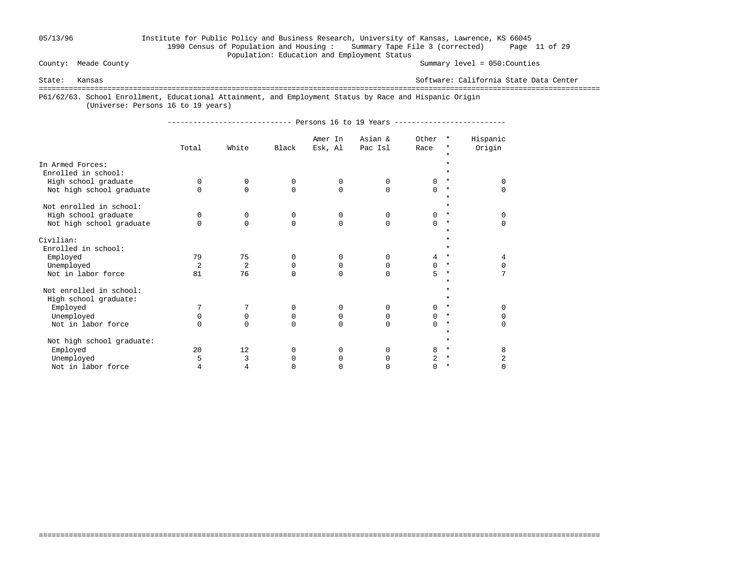County: Meade County

Summary level = 050:Counties

State: Kansas

Software: California State Data Center

P61/62/63. School Enrollment, Educational Attainment, and Employment Status by Race and Hispanic Origin
(Universise: Persons 16 to 19 years)

| | Persons 16 to 19 Years | | | | | | |
|---|---|---|---|---|---|---|---|
| | Total | White | Black | Amer In Esk, Al | Asian & Pac Isl | Other Race | Hispanic Origin |
| In Armed Forces: | | | | | | | |
| Enrolled in school: | | | | | | | |
| High school graduate | 0 | 0 | 0 | 0 | 0 | 0 | 0 |
| Not high school graduate | 0 | 0 | 0 | 0 | 0 | 0 | 0 |
| Not enrolled in school: | | | | | | | |
| High school graduate | 0 | 0 | 0 | 0 | 0 | 0 | 0 |
| Not high school graduate | 0 | 0 | 0 | 0 | 0 | 0 | 0 |
| Civilian: | | | | | | | |
| Enrolled in school: | | | | | | | |
| Employed | 79 | 75 | 0 | 0 | 0 | 4 | 4 |
| Unemployed | 2 | 2 | 0 | 0 | 0 | 0 | 0 |
| Not in labor force | 81 | 76 | 0 | 0 | 0 | 5 | 7 |
| Not enrolled in school: | | | | | | | |
| High school graduate: | | | | | | | |
| Employed | 7 | 7 | 0 | 0 | 0 | 0 | 0 |
| Unemployed | 0 | 0 | 0 | 0 | 0 | 0 | 0 |
| Not in labor force | 0 | 0 | 0 | 0 | 0 | 0 | 0 |
| Not high school graduate: | | | | | | | |
| Employed | 20 | 12 | 0 | 0 | 0 | 8 | 8 |
| Unemployed | 5 | 3 | 0 | 0 | 0 | 2 | 2 |
| Not in labor force | 4 | 4 | 0 | 0 | 0 | 0 | 0 |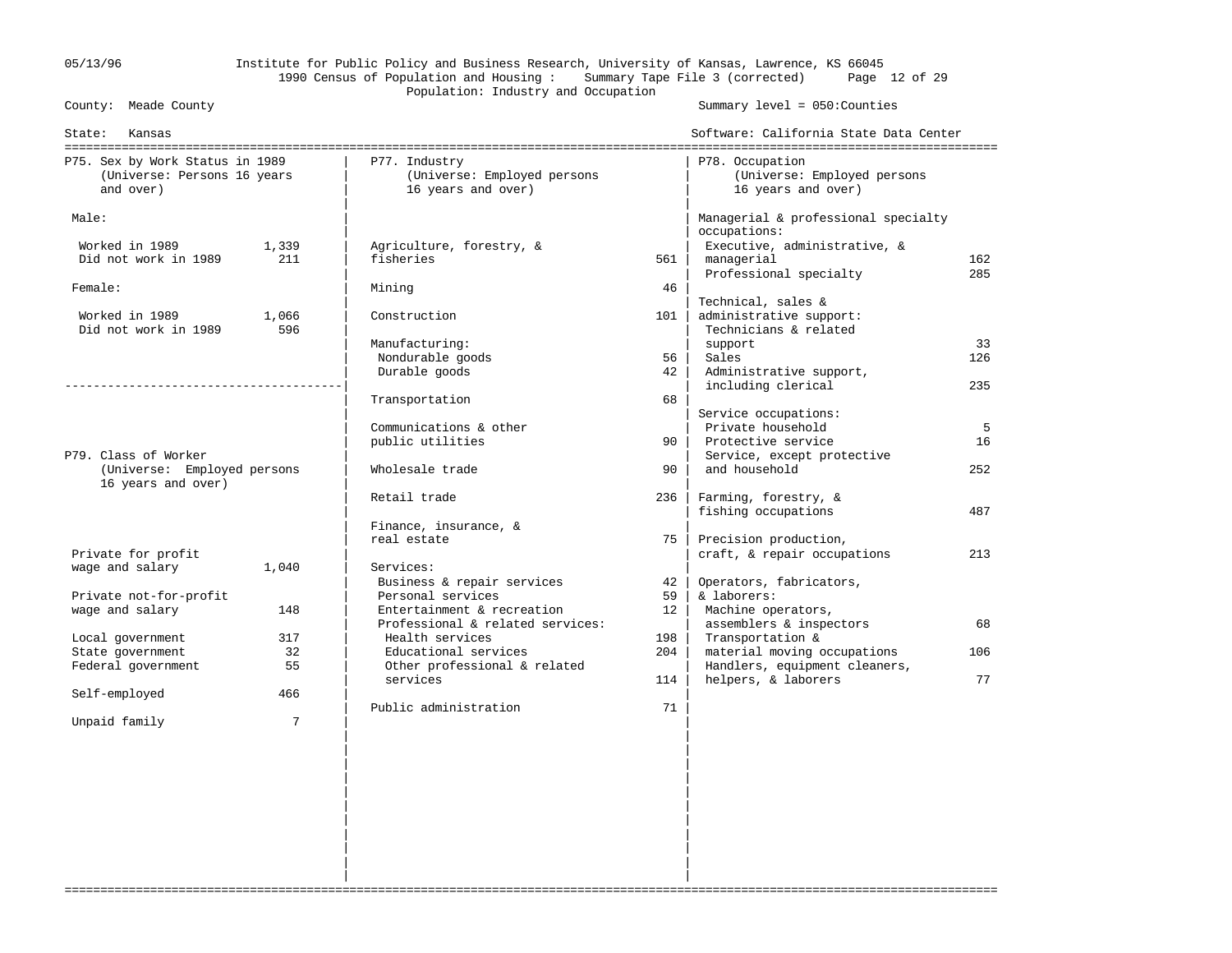Institute for Public Policy and Business Research, University of Kansas, Lawrence, KS 66045

1990 Census of Population and Housing : Summary Tape File 3 (corrected)

Population: Industry and Occupation

County: Meade County — Summary level = 050:Counties

State: Kansas — Software: California State Data Center

## P75. Sex by Work Status in 1989
(Universe: Persons 16 years and over)

| | |
|---|---|
| **Male:** | |
| Worked in 1989 | 1,339 |
| Did not work in 1989 | 211 |
| **Female:** | |
| Worked in 1989 | 1,066 |
| Did not work in 1989 | 596 |

## P79. Class of Worker
(Universe: Employed persons 16 years and over)

| | |
|---|---|
| Private for profit wage and salary | 1,040 |
| Private not-for-profit wage and salary | 148 |
| Local government | 317 |
| State government | 32 |
| Federal government | 55 |
| Self-employed | 466 |
| Unpaid family | 7 |

## P77. Industry
(Universe: Employed persons 16 years and over)

| | |
|---|---|
| Agriculture, forestry, & fisheries | 561 |
| Mining | 46 |
| Construction | 101 |
| Manufacturing: | |
| Nondurable goods | 56 |
| Durable goods | 42 |
| Transportation | 68 |
| Communications & other public utilities | 90 |
| Wholesale trade | 90 |
| Retail trade | 236 |
| Finance, insurance, & real estate | 75 |
| Services: | |
| Business & repair services | 42 |
| Personal services | 59 |
| Entertainment & recreation | 12 |
| Professional & related services: | |
| Health services | 198 |
| Educational services | 204 |
| Other professional & related services | 114 |
| Public administration | 71 |

## P78. Occupation
(Universe: Employed persons 16 years and over)

| | |
|---|---|
| **Managerial & professional specialty occupations:** | |
| Executive, administrative, & managerial | 162 |
| Professional specialty | 285 |
| **Technical, sales & administrative support:** | |
| Technicians & related support | 33 |
| Sales | 126 |
| Administrative support, including clerical | 235 |
| **Service occupations:** | |
| Private household | 5 |
| Protective service | 16 |
| Service, except protective and household | 252 |
| Farming, forestry, & fishing occupations | 487 |
| Precision production, craft, & repair occupations | 213 |
| **Operators, fabricators, & laborers:** | |
| Machine operators, assemblers & inspectors | 68 |
| Transportation & material moving occupations | 106 |
| Handlers, equipment cleaners, helpers, & laborers | 77 |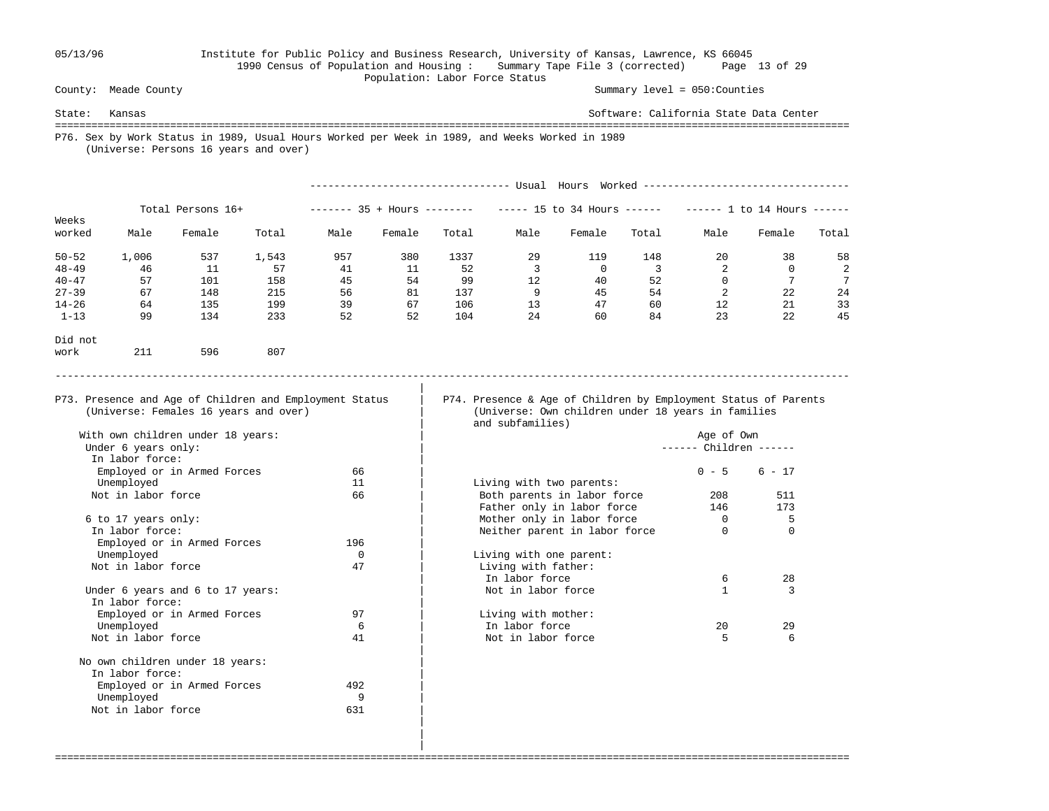Institute for Public Policy and Business Research, University of Kansas, Lawrence, KS 66045
1990 Census of Population and Housing : Summary Tape File 3 (corrected)
Population: Labor Force Status

County: Meade County — Summary level = 050:Counties

State: Kansas — Software: California State Data Center

## P76. Sex by Work Status in 1989, Usual Hours Worked per Week in 1989, and Weeks Worked in 1989
(Universe: Persons 16 years and over)

| Weeks worked | Total Persons 16+ | | | Usual Hours Worked: 35 + Hours | | | Usual Hours Worked: 15 to 34 Hours | | | Usual Hours Worked: 1 to 14 Hours | | |
|---|---|---|---|---|---|---|---|---|---|---|---|---|
| | Male | Female | Total | Male | Female | Total | Male | Female | Total | Male | Female | Total |
| 50-52 | 1,006 | 537 | 1,543 | 957 | 380 | 1337 | 29 | 119 | 148 | 20 | 38 | 58 |
| 48-49 | 46 | 11 | 57 | 41 | 11 | 52 | 3 | 0 | 3 | 2 | 0 | 2 |
| 40-47 | 57 | 101 | 158 | 45 | 54 | 99 | 12 | 40 | 52 | 0 | 7 | 7 |
| 27-39 | 67 | 148 | 215 | 56 | 81 | 137 | 9 | 45 | 54 | 2 | 22 | 24 |
| 14-26 | 64 | 135 | 199 | 39 | 67 | 106 | 13 | 47 | 60 | 12 | 21 | 33 |
| 1-13 | 99 | 134 | 233 | 52 | 52 | 104 | 24 | 60 | 84 | 23 | 22 | 45 |
| Did not work | 211 | 596 | 807 | | | | | | | | | |

## P73. Presence and Age of Children and Employment Status
(Universe: Females 16 years and over)

| | |
|---|---|
| **With own children under 18 years:** | |
| Under 6 years only: | |
| In labor force: | |
| Employed or in Armed Forces | 66 |
| Unemployed | 11 |
| Not in labor force | 66 |
| 6 to 17 years only: | |
| In labor force: | |
| Employed or in Armed Forces | 196 |
| Unemployed | 0 |
| Not in labor force | 47 |
| Under 6 years and 6 to 17 years: | |
| In labor force: | |
| Employed or in Armed Forces | 97 |
| Unemployed | 6 |
| Not in labor force | 41 |
| **No own children under 18 years:** | |
| In labor force: | |
| Employed or in Armed Forces | 492 |
| Unemployed | 9 |
| Not in labor force | 631 |

## P74. Presence & Age of Children by Employment Status of Parents
(Universe: Own children under 18 years in families and subfamilies)

| | Age of Own Children: 0 - 5 | 6 - 17 |
|---|---|---|
| **Living with two parents:** | | |
| Both parents in labor force | 208 | 511 |
| Father only in labor force | 146 | 173 |
| Mother only in labor force | 0 | 5 |
| Neither parent in labor force | 0 | 0 |
| **Living with one parent:** | | |
| Living with father: | | |
| In labor force | 6 | 28 |
| Not in labor force | 1 | 3 |
| Living with mother: | | |
| In labor force | 20 | 29 |
| Not in labor force | 5 | 6 |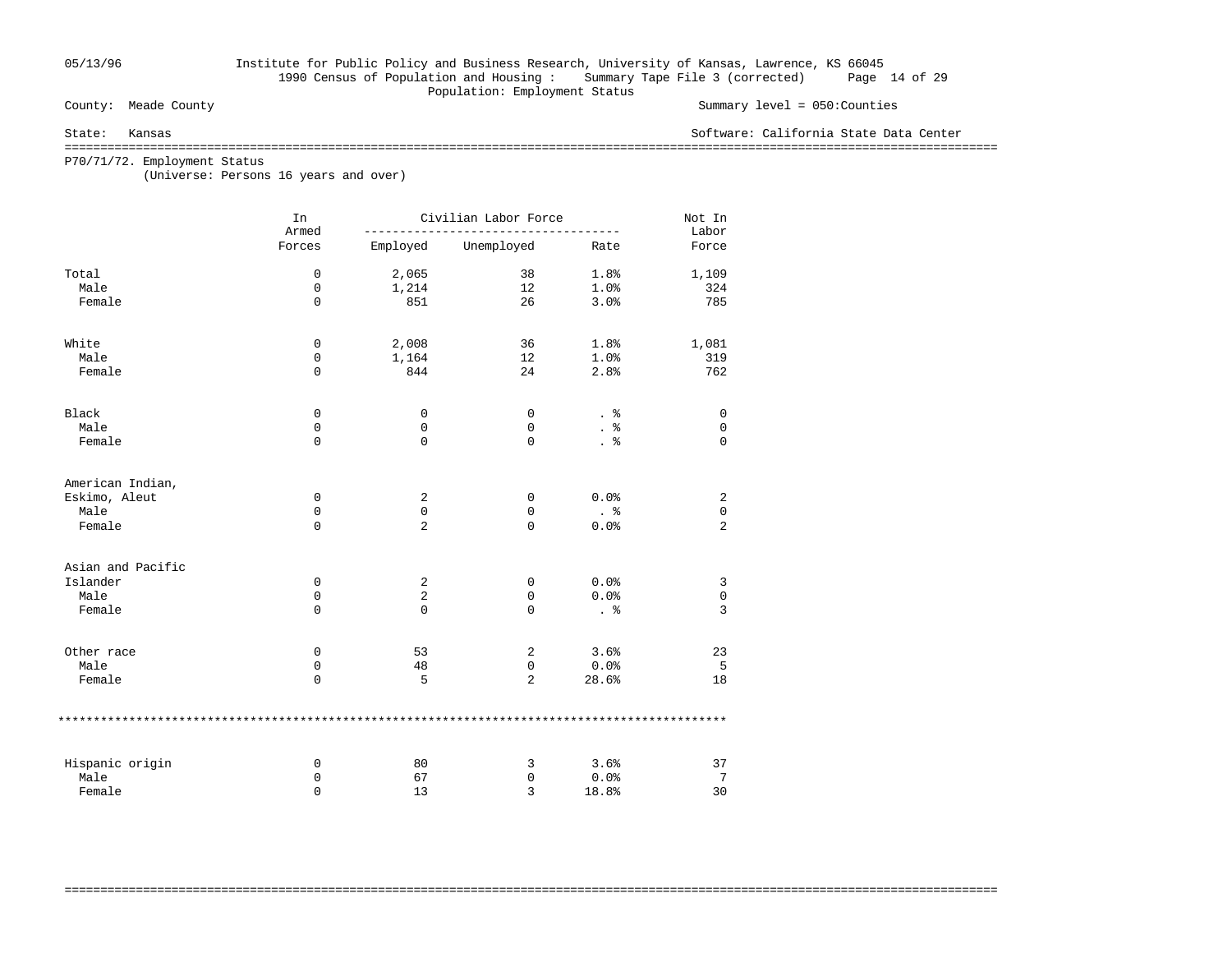05/13/96 Institute for Public Policy and Business Research, University of Kansas, Lawrence, KS 66045
1990 Census of Population and Housing : Summary Tape File 3 (corrected)
Population: Employment Status

County: Meade County — Summary level = 050:Counties

State: Kansas — Software: California State Data Center

## P70/71/72. Employment Status
(Universe: Persons 16 years and over)

| | In Armed Forces | Civilian Labor Force | | | Not In Labor Force |
|---|---|---|---|---|---|
| | | Employed | Unemployed | Rate | |
| Total | 0 | 2,065 | 38 | 1.8% | 1,109 |
| Male | 0 | 1,214 | 12 | 1.0% | 324 |
| Female | 0 | 851 | 26 | 3.0% | 785 |
| White | 0 | 2,008 | 36 | 1.8% | 1,081 |
| Male | 0 | 1,164 | 12 | 1.0% | 319 |
| Female | 0 | 844 | 24 | 2.8% | 762 |
| Black | 0 | 0 | 0 | . % | 0 |
| Male | 0 | 0 | 0 | . % | 0 |
| Female | 0 | 0 | 0 | . % | 0 |
| American Indian, Eskimo, Aleut | 0 | 2 | 0 | 0.0% | 2 |
| Male | 0 | 0 | 0 | . % | 0 |
| Female | 0 | 2 | 0 | 0.0% | 2 |
| Asian and Pacific Islander | 0 | 2 | 0 | 0.0% | 3 |
| Male | 0 | 2 | 0 | 0.0% | 0 |
| Female | 0 | 0 | 0 | . % | 3 |
| Other race | 0 | 53 | 2 | 3.6% | 23 |
| Male | 0 | 48 | 0 | 0.0% | 5 |
| Female | 0 | 5 | 2 | 28.6% | 18 |
| Hispanic origin | 0 | 80 | 3 | 3.6% | 37 |
| Male | 0 | 67 | 0 | 0.0% | 7 |
| Female | 0 | 13 | 3 | 18.8% | 30 |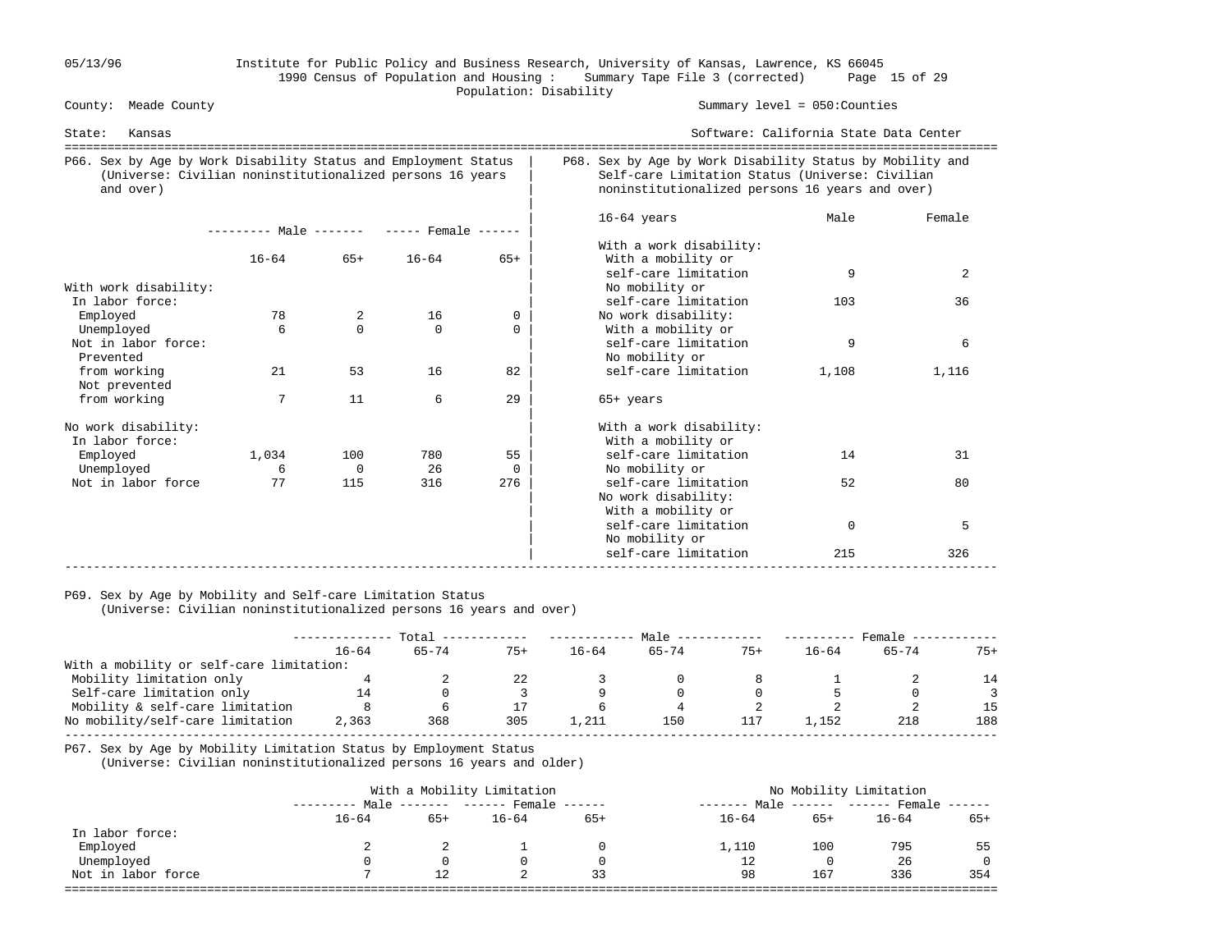County: Meade County

State: Kansas

Institute for Public Policy and Business Research, University of Kansas, Lawrence, KS 66045
1990 Census of Population and Housing : Summary Tape File 3 (corrected)
Population: Disability

Summary level = 050:Counties

Software: California State Data Center

## P66. Sex by Age by Work Disability Status and Employment Status (Universe: Civilian noninstitutionalized persons 16 years and over)

| | Male 16-64 | Male 65+ | Female 16-64 | Female 65+ |
|---|---|---|---|---|
| With work disability: | | | | |
| In labor force: | | | | |
| Employed | 78 | 2 | 16 | 0 |
| Unemployed | 6 | 0 | 0 | 0 |
| Not in labor force: | | | | |
| Prevented from working | 21 | 53 | 16 | 82 |
| Not prevented from working | 7 | 11 | 6 | 29 |
| No work disability: | | | | |
| In labor force: | | | | |
| Employed | 1,034 | 100 | 780 | 55 |
| Unemployed | 6 | 0 | 26 | 0 |
| Not in labor force | 77 | 115 | 316 | 276 |

## P68. Sex by Age by Work Disability Status by Mobility and Self-care Limitation Status (Universe: Civilian noninstitutionalized persons 16 years and over)

| | Male | Female |
|---|---|---|
| **16-64 years** | | |
| With a work disability: | | |
| With a mobility or self-care limitation | 9 | 2 |
| No mobility or self-care limitation | 103 | 36 |
| No work disability: | | |
| With a mobility or self-care limitation | 9 | 6 |
| No mobility or self-care limitation | 1,108 | 1,116 |
| **65+ years** | | |
| With a work disability: | | |
| With a mobility or self-care limitation | 14 | 31 |
| No mobility or self-care limitation | 52 | 80 |
| No work disability: | | |
| With a mobility or self-care limitation | 0 | 5 |
| No mobility or self-care limitation | 215 | 326 |

## P69. Sex by Age by Mobility and Self-care Limitation Status (Universe: Civilian noninstitutionalized persons 16 years and over)

| | Total 16-64 | Total 65-74 | Total 75+ | Male 16-64 | Male 65-74 | Male 75+ | Female 16-64 | Female 65-74 | Female 75+ |
|---|---|---|---|---|---|---|---|---|---|
| With a mobility or self-care limitation: | | | | | | | | | |
| Mobility limitation only | 4 | 2 | 22 | 3 | 0 | 8 | 1 | 2 | 14 |
| Self-care limitation only | 14 | 0 | 3 | 9 | 0 | 0 | 5 | 0 | 3 |
| Mobility & self-care limitation | 8 | 6 | 17 | 6 | 4 | 2 | 2 | 2 | 15 |
| No mobility/self-care limitation | 2,363 | 368 | 305 | 1,211 | 150 | 117 | 1,152 | 218 | 188 |

## P67. Sex by Age by Mobility Limitation Status by Employment Status (Universe: Civilian noninstitutionalized persons 16 years and older)

| | With a Mobility Limitation | | | | No Mobility Limitation | | | |
|---|---|---|---|---|---|---|---|---|
| | Male 16-64 | Male 65+ | Female 16-64 | Female 65+ | Male 16-64 | Male 65+ | Female 16-64 | Female 65+ |
| In labor force: | | | | | | | | |
| Employed | 2 | 2 | 1 | 0 | 1,110 | 100 | 795 | 55 |
| Unemployed | 0 | 0 | 0 | 0 | 12 | 0 | 26 | 0 |
| Not in labor force | 7 | 12 | 2 | 33 | 98 | 167 | 336 | 354 |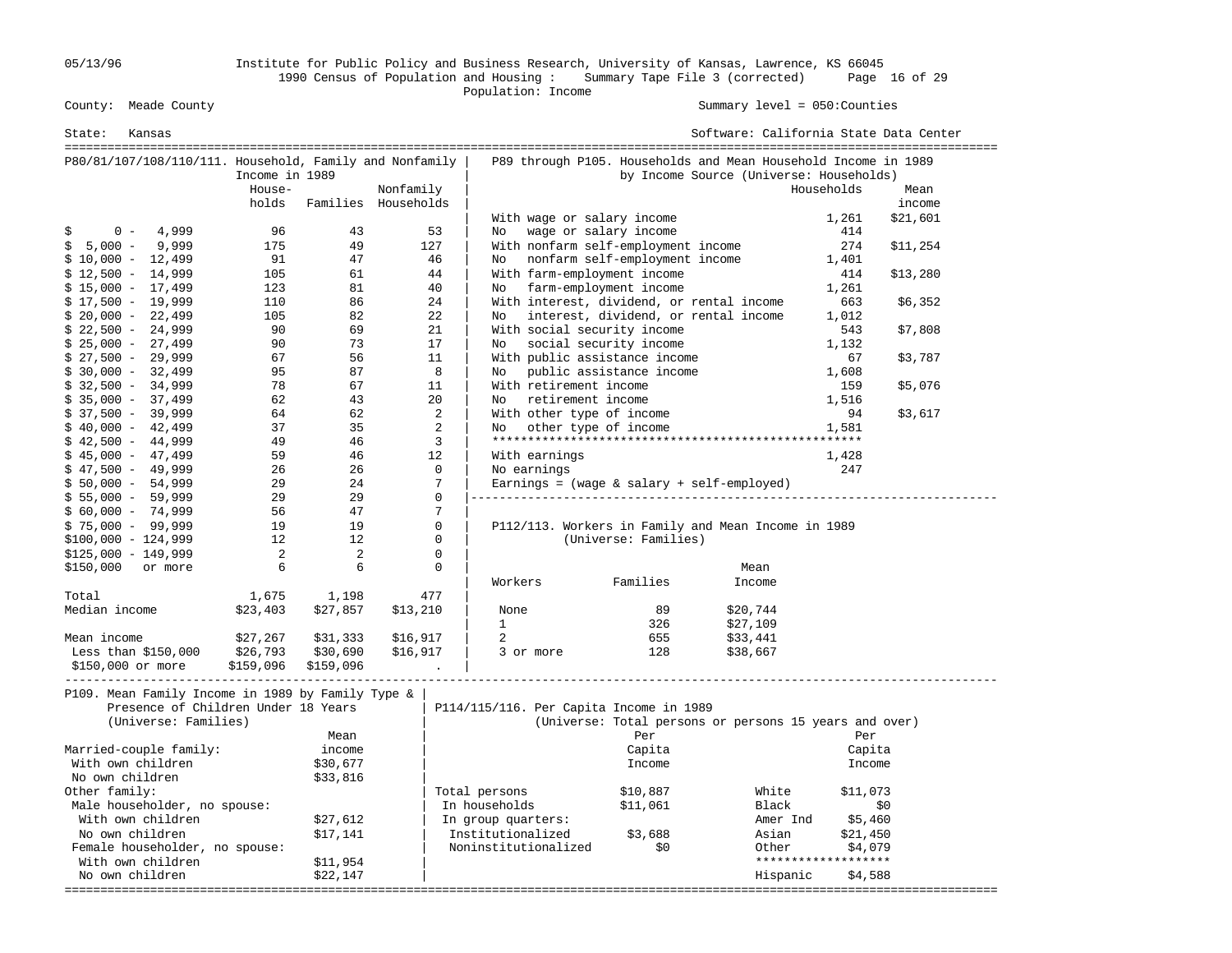Institute for Public Policy and Business Research, University of Kansas, Lawrence, KS 66045
1990 Census of Population and Housing : Summary Tape File 3 (corrected)
Population: Income

County: Meade County — Summary level = 050:Counties

State: Kansas — Software: California State Data Center

## P80/81/107/108/110/111. Household, Family and Nonfamily Income in 1989

| | Households | Families | Nonfamily Households |
|---|---|---|---|
| $ 0 - 4,999 | 96 | 43 | 53 |
| $ 5,000 - 9,999 | 175 | 49 | 127 |
| $ 10,000 - 12,499 | 91 | 47 | 46 |
| $ 12,500 - 14,999 | 105 | 61 | 44 |
| $ 15,000 - 17,499 | 123 | 81 | 40 |
| $ 17,500 - 19,999 | 110 | 86 | 24 |
| $ 20,000 - 22,499 | 105 | 82 | 22 |
| $ 22,500 - 24,999 | 90 | 69 | 21 |
| $ 25,000 - 27,499 | 90 | 73 | 17 |
| $ 27,500 - 29,999 | 67 | 56 | 11 |
| $ 30,000 - 32,499 | 95 | 87 | 8 |
| $ 32,500 - 34,999 | 78 | 67 | 11 |
| $ 35,000 - 37,499 | 62 | 43 | 20 |
| $ 37,500 - 39,999 | 64 | 62 | 2 |
| $ 40,000 - 42,499 | 37 | 35 | 2 |
| $ 42,500 - 44,999 | 49 | 46 | 3 |
| $ 45,000 - 47,499 | 59 | 46 | 12 |
| $ 47,500 - 49,999 | 26 | 26 | 0 |
| $ 50,000 - 54,999 | 29 | 24 | 7 |
| $ 55,000 - 59,999 | 29 | 29 | 0 |
| $ 60,000 - 74,999 | 56 | 47 | 7 |
| $ 75,000 - 99,999 | 19 | 19 | 0 |
| $100,000 - 124,999 | 12 | 12 | 0 |
| $125,000 - 149,999 | 2 | 2 | 0 |
| $150,000 or more | 6 | 6 | 0 |
| Total | 1,675 | 1,198 | 477 |
| Median income | $23,403 | $27,857 | $13,210 |
| Mean income | $27,267 | $31,333 | $16,917 |
| Less than $150,000 | $26,793 | $30,690 | $16,917 |
| $150,000 or more | $159,096 | $159,096 | . |

## P89 through P105. Households and Mean Household Income in 1989 by Income Source (Universe: Households)

| | Households | Mean income |
|---|---|---|
| With wage or salary income | 1,261 | $21,601 |
| No wage or salary income | 414 | |
| With nonfarm self-employment income | 274 | $11,254 |
| No nonfarm self-employment income | 1,401 | |
| With farm-employment income | 414 | $13,280 |
| No farm-employment income | 1,261 | |
| With interest, dividend, or rental income | 663 | $6,352 |
| No interest, dividend, or rental income | 1,012 | |
| With social security income | 543 | $7,808 |
| No social security income | 1,132 | |
| With public assistance income | 67 | $3,787 |
| No public assistance income | 1,608 | |
| With retirement income | 159 | $5,076 |
| No retirement income | 1,516 | |
| With other type of income | 94 | $3,617 |
| No other type of income | 1,581 | |
| With earnings | 1,428 | |
| No earnings | 247 | |

Earnings = (wage & salary + self-employed)

## P112/113. Workers in Family and Mean Income in 1989 (Universe: Families)

| Workers | Families | Mean Income |
|---|---|---|
| None | 89 | $20,744 |
| 1 | 326 | $27,109 |
| 2 | 655 | $33,441 |
| 3 or more | 128 | $38,667 |

## P109. Mean Family Income in 1989 by Family Type & Presence of Children Under 18 Years (Universe: Families)

| | Mean income |
|---|---|
| Married-couple family: | |
| With own children | $30,677 |
| No own children | $33,816 |
| Other family: | |
| Male householder, no spouse: | |
| With own children | $27,612 |
| No own children | $17,141 |
| Female householder, no spouse: | |
| With own children | $11,954 |
| No own children | $22,147 |

## P114/115/116. Per Capita Income in 1989 (Universe: Total persons or persons 15 years and over)

| | Per Capita Income |
|---|---|
| Total persons | $10,887 |
| In households | $11,061 |
| In group quarters: | |
| Institutionalized | $3,688 |
| Noninstitutionalized | $0 |

| | Per Capita Income |
|---|---|
| White | $11,073 |
| Black | $0 |
| Amer Ind | $5,460 |
| Asian | $21,450 |
| Other | $4,079 |
| Hispanic | $4,588 |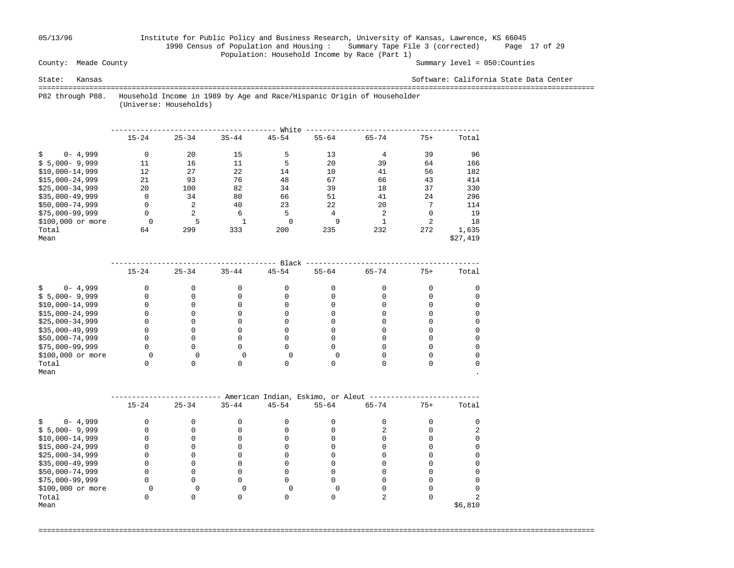Institute for Public Policy and Business Research, University of Kansas, Lawrence, KS 66045
1990 Census of Population and Housing : Summary Tape File 3 (corrected)
Population: Household Income by Race (Part 1)

County: Meade County
Summary level = 050:Counties

State: Kansas
Software: California State Data Center

P82 through P88. Household Income in 1989 by Age and Race/Hispanic Origin of Householder
(Universe: Households)

| White | 15-24 | 25-34 | 35-44 | 45-54 | 55-64 | 65-74 | 75+ | Total |
|---|---|---|---|---|---|---|---|---|
| $ 0- 4,999 | 0 | 20 | 15 | 5 | 13 | 4 | 39 | 96 |
| $ 5,000- 9,999 | 11 | 16 | 11 | 5 | 20 | 39 | 64 | 166 |
| $10,000-14,999 | 12 | 27 | 22 | 14 | 10 | 41 | 56 | 182 |
| $15,000-24,999 | 21 | 93 | 76 | 48 | 67 | 66 | 43 | 414 |
| $25,000-34,999 | 20 | 100 | 82 | 34 | 39 | 18 | 37 | 330 |
| $35,000-49,999 | 0 | 34 | 80 | 66 | 51 | 41 | 24 | 296 |
| $50,000-74,999 | 0 | 2 | 40 | 23 | 22 | 20 | 7 | 114 |
| $75,000-99,999 | 0 | 2 | 6 | 5 | 4 | 2 | 0 | 19 |
| $100,000 or more | 0 | 5 | 1 | 0 | 9 | 1 | 2 | 18 |
| Total | 64 | 299 | 333 | 200 | 235 | 232 | 272 | 1,635 |
| Mean | | | | | | | | $27,419 |

| Black | 15-24 | 25-34 | 35-44 | 45-54 | 55-64 | 65-74 | 75+ | Total |
|---|---|---|---|---|---|---|---|---|
| $ 0- 4,999 | 0 | 0 | 0 | 0 | 0 | 0 | 0 | 0 |
| $ 5,000- 9,999 | 0 | 0 | 0 | 0 | 0 | 0 | 0 | 0 |
| $10,000-14,999 | 0 | 0 | 0 | 0 | 0 | 0 | 0 | 0 |
| $15,000-24,999 | 0 | 0 | 0 | 0 | 0 | 0 | 0 | 0 |
| $25,000-34,999 | 0 | 0 | 0 | 0 | 0 | 0 | 0 | 0 |
| $35,000-49,999 | 0 | 0 | 0 | 0 | 0 | 0 | 0 | 0 |
| $50,000-74,999 | 0 | 0 | 0 | 0 | 0 | 0 | 0 | 0 |
| $75,000-99,999 | 0 | 0 | 0 | 0 | 0 | 0 | 0 | 0 |
| $100,000 or more | 0 | 0 | 0 | 0 | 0 | 0 | 0 | 0 |
| Total | 0 | 0 | 0 | 0 | 0 | 0 | 0 | 0 |
| Mean | | | | | | | | . |

| American Indian, Eskimo, or Aleut | 15-24 | 25-34 | 35-44 | 45-54 | 55-64 | 65-74 | 75+ | Total |
|---|---|---|---|---|---|---|---|---|
| $ 0- 4,999 | 0 | 0 | 0 | 0 | 0 | 0 | 0 | 0 |
| $ 5,000- 9,999 | 0 | 0 | 0 | 0 | 0 | 2 | 0 | 2 |
| $10,000-14,999 | 0 | 0 | 0 | 0 | 0 | 0 | 0 | 0 |
| $15,000-24,999 | 0 | 0 | 0 | 0 | 0 | 0 | 0 | 0 |
| $25,000-34,999 | 0 | 0 | 0 | 0 | 0 | 0 | 0 | 0 |
| $35,000-49,999 | 0 | 0 | 0 | 0 | 0 | 0 | 0 | 0 |
| $50,000-74,999 | 0 | 0 | 0 | 0 | 0 | 0 | 0 | 0 |
| $75,000-99,999 | 0 | 0 | 0 | 0 | 0 | 0 | 0 | 0 |
| $100,000 or more | 0 | 0 | 0 | 0 | 0 | 0 | 0 | 0 |
| Total | 0 | 0 | 0 | 0 | 0 | 2 | 0 | 2 |
| Mean | | | | | | | | $6,810 |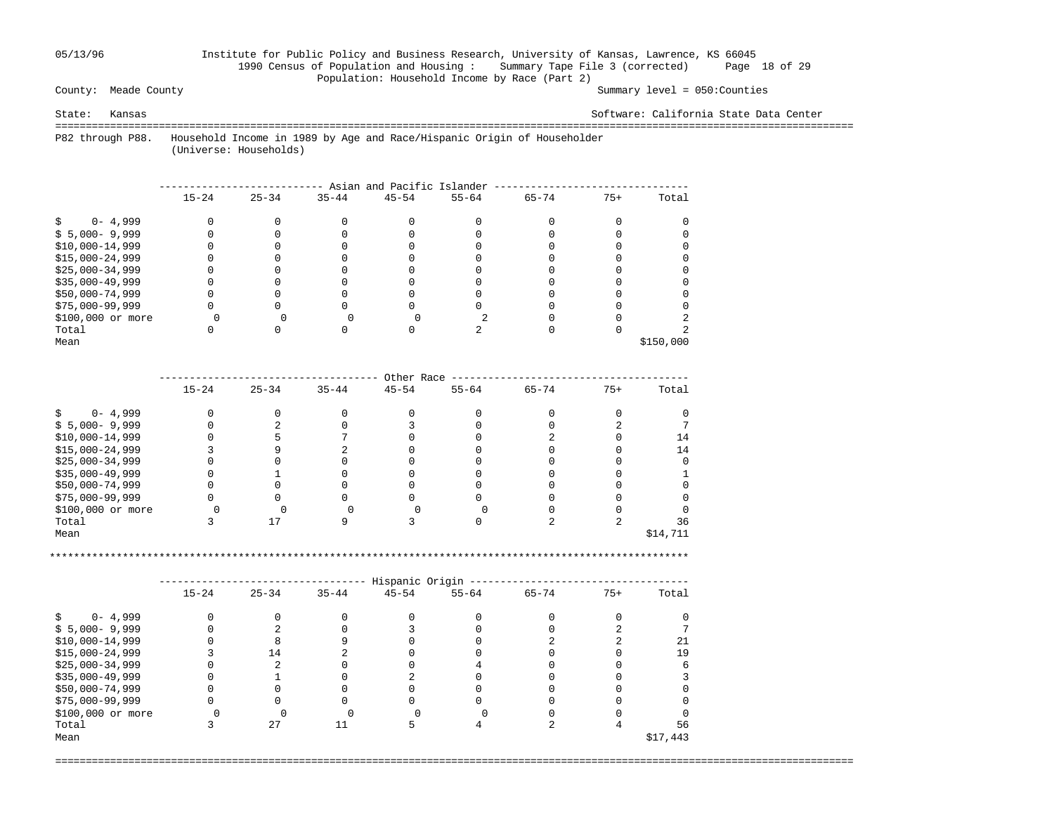County: Meade County — Summary level = 050:Counties

State: Kansas — Software: California State Data Center

Institute for Public Policy and Business Research, University of Kansas, Lawrence, KS 66045
1990 Census of Population and Housing : Summary Tape File 3 (corrected)
Population: Household Income by Race (Part 2)

## P82 through P88. Household Income in 1989 by Age and Race/Hispanic Origin of Householder (Universe: Households)

### Asian and Pacific Islander

| | 15-24 | 25-34 | 35-44 | 45-54 | 55-64 | 65-74 | 75+ | Total |
|---|---|---|---|---|---|---|---|---|
| $ 0- 4,999 | 0 | 0 | 0 | 0 | 0 | 0 | 0 | 0 |
| $ 5,000- 9,999 | 0 | 0 | 0 | 0 | 0 | 0 | 0 | 0 |
| $10,000-14,999 | 0 | 0 | 0 | 0 | 0 | 0 | 0 | 0 |
| $15,000-24,999 | 0 | 0 | 0 | 0 | 0 | 0 | 0 | 0 |
| $25,000-34,999 | 0 | 0 | 0 | 0 | 0 | 0 | 0 | 0 |
| $35,000-49,999 | 0 | 0 | 0 | 0 | 0 | 0 | 0 | 0 |
| $50,000-74,999 | 0 | 0 | 0 | 0 | 0 | 0 | 0 | 0 |
| $75,000-99,999 | 0 | 0 | 0 | 0 | 0 | 0 | 0 | 0 |
| $100,000 or more | 0 | 0 | 0 | 0 | 2 | 0 | 0 | 2 |
| Total | 0 | 0 | 0 | 0 | 2 | 0 | 0 | 2 |
| Mean | | | | | | | | $150,000 |

### Other Race

| | 15-24 | 25-34 | 35-44 | 45-54 | 55-64 | 65-74 | 75+ | Total |
|---|---|---|---|---|---|---|---|---|
| $ 0- 4,999 | 0 | 0 | 0 | 0 | 0 | 0 | 0 | 0 |
| $ 5,000- 9,999 | 0 | 2 | 0 | 3 | 0 | 0 | 2 | 7 |
| $10,000-14,999 | 0 | 5 | 7 | 0 | 0 | 2 | 0 | 14 |
| $15,000-24,999 | 3 | 9 | 2 | 0 | 0 | 0 | 0 | 14 |
| $25,000-34,999 | 0 | 0 | 0 | 0 | 0 | 0 | 0 | 0 |
| $35,000-49,999 | 0 | 1 | 0 | 0 | 0 | 0 | 0 | 1 |
| $50,000-74,999 | 0 | 0 | 0 | 0 | 0 | 0 | 0 | 0 |
| $75,000-99,999 | 0 | 0 | 0 | 0 | 0 | 0 | 0 | 0 |
| $100,000 or more | 0 | 0 | 0 | 0 | 0 | 0 | 0 | 0 |
| Total | 3 | 17 | 9 | 3 | 0 | 2 | 2 | 36 |
| Mean | | | | | | | | $14,711 |

### Hispanic Origin

| | 15-24 | 25-34 | 35-44 | 45-54 | 55-64 | 65-74 | 75+ | Total |
|---|---|---|---|---|---|---|---|---|
| $ 0- 4,999 | 0 | 0 | 0 | 0 | 0 | 0 | 0 | 0 |
| $ 5,000- 9,999 | 0 | 2 | 0 | 3 | 0 | 0 | 2 | 7 |
| $10,000-14,999 | 0 | 8 | 9 | 0 | 0 | 2 | 2 | 21 |
| $15,000-24,999 | 3 | 14 | 2 | 0 | 0 | 0 | 0 | 19 |
| $25,000-34,999 | 0 | 2 | 0 | 0 | 4 | 0 | 0 | 6 |
| $35,000-49,999 | 0 | 1 | 0 | 2 | 0 | 0 | 0 | 3 |
| $50,000-74,999 | 0 | 0 | 0 | 0 | 0 | 0 | 0 | 0 |
| $75,000-99,999 | 0 | 0 | 0 | 0 | 0 | 0 | 0 | 0 |
| $100,000 or more | 0 | 0 | 0 | 0 | 0 | 0 | 0 | 0 |
| Total | 3 | 27 | 11 | 5 | 4 | 2 | 4 | 56 |
| Mean | | | | | | | | $17,443 |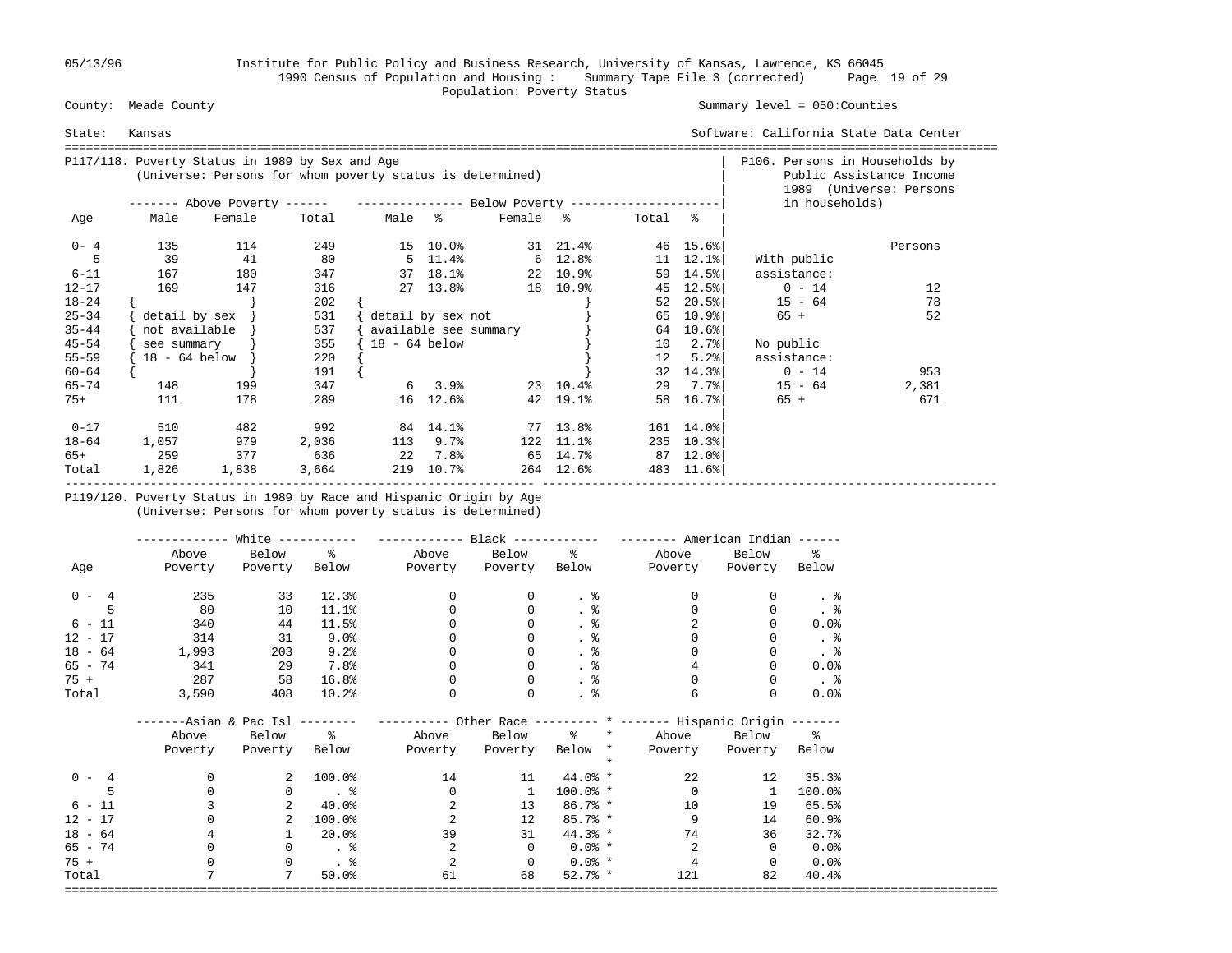County: Meade County — Summary level = 050:Counties

State: Kansas — Software: California State Data Center

1990 Census of Population and Housing : Summary Tape File 3 (corrected)

Population: Poverty Status

## P117/118. Poverty Status in 1989 by Sex and Age

(Universe: Persons for whom poverty status is determined)

| Age | Above Poverty Male | Above Poverty Female | Above Poverty Total | Below Poverty Male | % | Below Poverty Female | % | Below Poverty Total | % |
|---|---|---|---|---|---|---|---|---|---|
| 0- 4 | 135 | 114 | 249 | 15 | 10.0% | 31 | 21.4% | 46 | 15.6% |
| 5 | 39 | 41 | 80 | 5 | 11.4% | 6 | 12.8% | 11 | 12.1% |
| 6-11 | 167 | 180 | 347 | 37 | 18.1% | 22 | 10.9% | 59 | 14.5% |
| 12-17 | 169 | 147 | 316 | 27 | 13.8% | 18 | 10.9% | 45 | 12.5% |
| 18-24 | { detail by sex not available see summary 18 - 64 below } | | 202 | { detail by sex not available see summary 18 - 64 below } | | | | 52 | 20.5% |
| 25-34 | | | 531 | | | | | 65 | 10.9% |
| 35-44 | | | 537 | | | | | 64 | 10.6% |
| 45-54 | | | 355 | | | | | 10 | 2.7% |
| 55-59 | | | 220 | | | | | 12 | 5.2% |
| 60-64 | | | 191 | | | | | 32 | 14.3% |
| 65-74 | 148 | 199 | 347 | 6 | 3.9% | 23 | 10.4% | 29 | 7.7% |
| 75+ | 111 | 178 | 289 | 16 | 12.6% | 42 | 19.1% | 58 | 16.7% |
| 0-17 | 510 | 482 | 992 | 84 | 14.1% | 77 | 13.8% | 161 | 14.0% |
| 18-64 | 1,057 | 979 | 2,036 | 113 | 9.7% | 122 | 11.1% | 235 | 10.3% |
| 65+ | 259 | 377 | 636 | 22 | 7.8% | 65 | 14.7% | 87 | 12.0% |
| Total | 1,826 | 1,838 | 3,664 | 219 | 10.7% | 264 | 12.6% | 483 | 11.6% |

## P106. Persons in Households by Public Assistance Income 1989 (Universe: Persons in households)

| | Persons |
|---|---|
| With public assistance: | |
| 0 - 14 | 12 |
| 15 - 64 | 78 |
| 65 + | 52 |
| No public assistance: | |
| 0 - 14 | 953 |
| 15 - 64 | 2,381 |
| 65 + | 671 |

## P119/120. Poverty Status in 1989 by Race and Hispanic Origin by Age

(Universe: Persons for whom poverty status is determined)

| Age | White Above Poverty | White Below Poverty | White % Below | Black Above Poverty | Black Below Poverty | Black % Below | American Indian Above Poverty | American Indian Below Poverty | American Indian % Below |
|---|---|---|---|---|---|---|---|---|---|
| 0 - 4 | 235 | 33 | 12.3% | 0 | 0 | . % | 0 | 0 | . % |
| 5 | 80 | 10 | 11.1% | 0 | 0 | . % | 0 | 0 | . % |
| 6 - 11 | 340 | 44 | 11.5% | 0 | 0 | . % | 2 | 0 | 0.0% |
| 12 - 17 | 314 | 31 | 9.0% | 0 | 0 | . % | 0 | 0 | . % |
| 18 - 64 | 1,993 | 203 | 9.2% | 0 | 0 | . % | 0 | 0 | . % |
| 65 - 74 | 341 | 29 | 7.8% | 0 | 0 | . % | 4 | 0 | 0.0% |
| 75 + | 287 | 58 | 16.8% | 0 | 0 | . % | 0 | 0 | . % |
| Total | 3,590 | 408 | 10.2% | 0 | 0 | . % | 6 | 0 | 0.0% |

| Age | Asian & Pac Isl Above Poverty | Asian & Pac Isl Below Poverty | Asian & Pac Isl % Below | Other Race Above Poverty | Other Race Below Poverty | Other Race % Below | Hispanic Origin Above Poverty | Hispanic Origin Below Poverty | Hispanic Origin % Below |
|---|---|---|---|---|---|---|---|---|---|
| 0 - 4 | 0 | 2 | 100.0% | 14 | 11 | 44.0% | 22 | 12 | 35.3% |
| 5 | 0 | 0 | . % | 0 | 1 | 100.0% | 0 | 1 | 100.0% |
| 6 - 11 | 3 | 2 | 40.0% | 2 | 13 | 86.7% | 10 | 19 | 65.5% |
| 12 - 17 | 0 | 2 | 100.0% | 2 | 12 | 85.7% | 9 | 14 | 60.9% |
| 18 - 64 | 4 | 1 | 20.0% | 39 | 31 | 44.3% | 74 | 36 | 32.7% |
| 65 - 74 | 0 | 0 | . % | 2 | 0 | 0.0% | 2 | 0 | 0.0% |
| 75 + | 0 | 0 | . % | 2 | 0 | 0.0% | 4 | 0 | 0.0% |
| Total | 7 | 7 | 50.0% | 61 | 68 | 52.7% | 121 | 82 | 40.4% |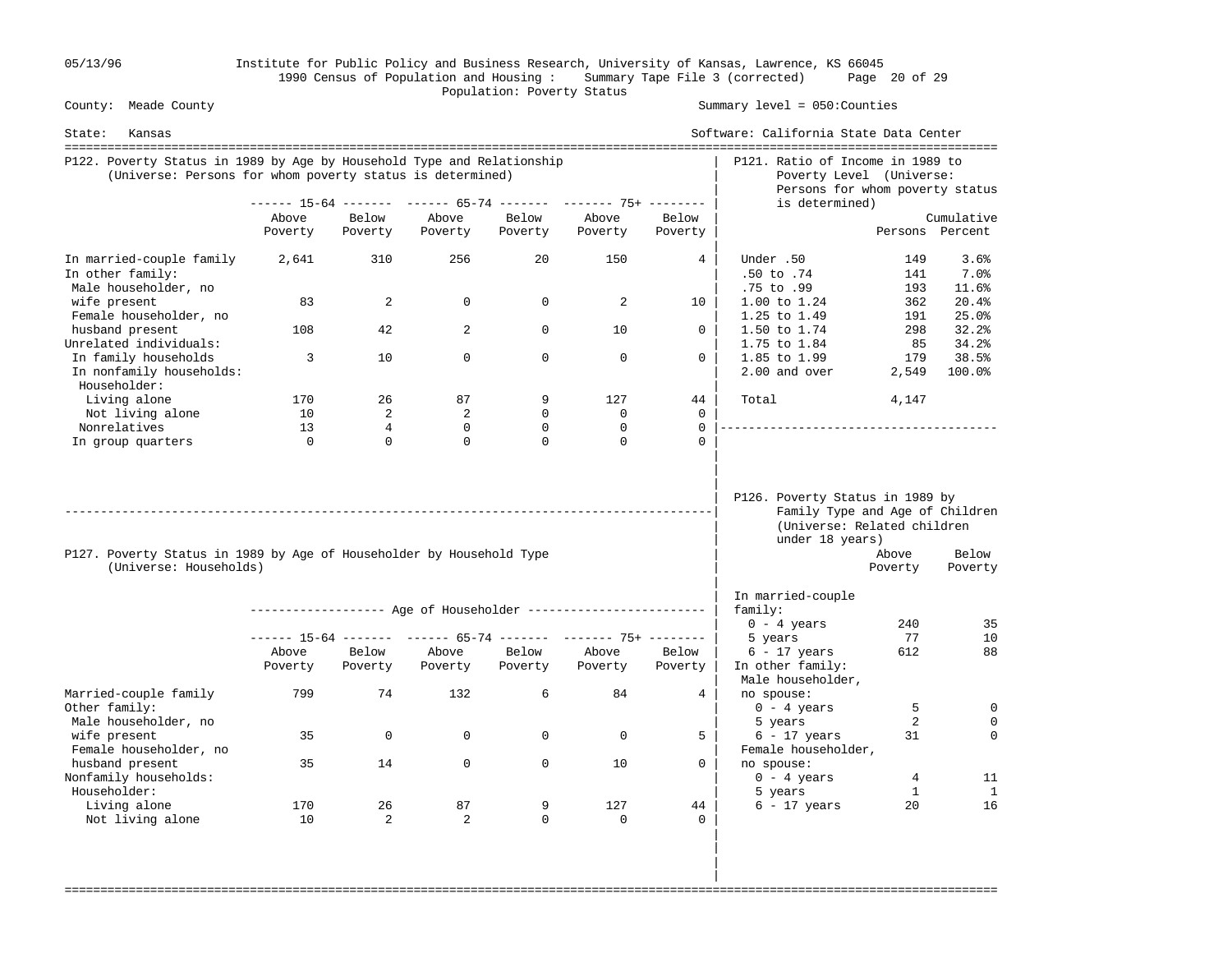County: Meade County

State: Kansas

Summary level = 050:Counties

Software: California State Data Center

Population: Poverty Status

## P122. Poverty Status in 1989 by Age by Household Type and Relationship
(Universe: Persons for whom poverty status is determined)

| | 15-64 Above Poverty | 15-64 Below Poverty | 65-74 Above Poverty | 65-74 Below Poverty | 75+ Above Poverty | 75+ Below Poverty |
|---|---|---|---|---|---|---|
| In married-couple family | 2,641 | 310 | 256 | 20 | 150 | 4 |
| In other family: | | | | | | |
| Male householder, no wife present | 83 | 2 | 0 | 0 | 2 | 10 |
| Female householder, no husband present | 108 | 42 | 2 | 0 | 10 | 0 |
| Unrelated individuals: | | | | | | |
| In family households | 3 | 10 | 0 | 0 | 0 | 0 |
| In nonfamily households: | | | | | | |
| Householder: | | | | | | |
| Living alone | 170 | 26 | 87 | 9 | 127 | 44 |
| Not living alone | 10 | 2 | 2 | 0 | 0 | 0 |
| Nonrelatives | 13 | 4 | 0 | 0 | 0 | 0 |
| In group quarters | 0 | 0 | 0 | 0 | 0 | 0 |

## P121. Ratio of Income in 1989 to Poverty Level (Universe: Persons for whom poverty status is determined)

| | Persons | Cumulative Percent |
|---|---|---|
| Under .50 | 149 | 3.6% |
| .50 to .74 | 141 | 7.0% |
| .75 to .99 | 193 | 11.6% |
| 1.00 to 1.24 | 362 | 20.4% |
| 1.25 to 1.49 | 191 | 25.0% |
| 1.50 to 1.74 | 298 | 32.2% |
| 1.75 to 1.84 | 85 | 34.2% |
| 1.85 to 1.99 | 179 | 38.5% |
| 2.00 and over | 2,549 | 100.0% |
| Total | 4,147 | |

## P127. Poverty Status in 1989 by Age of Householder by Household Type
(Universe: Households)

| | Age of Householder | | | | | |
|---|---|---|---|---|---|---|
| | 15-64 Above Poverty | 15-64 Below Poverty | 65-74 Above Poverty | 65-74 Below Poverty | 75+ Above Poverty | 75+ Below Poverty |
| Married-couple family | 799 | 74 | 132 | 6 | 84 | 4 |
| Other family: | | | | | | |
| Male householder, no wife present | 35 | 0 | 0 | 0 | 0 | 5 |
| Female householder, no husband present | 35 | 14 | 0 | 0 | 10 | 0 |
| Nonfamily households: | | | | | | |
| Householder: | | | | | | |
| Living alone | 170 | 26 | 87 | 9 | 127 | 44 |
| Not living alone | 10 | 2 | 2 | 0 | 0 | 0 |

## P126. Poverty Status in 1989 by Family Type and Age of Children
(Universe: Related children under 18 years)

| | Above Poverty | Below Poverty |
|---|---|---|
| In married-couple family: | | |
| 0 - 4 years | 240 | 35 |
| 5 years | 77 | 10 |
| 6 - 17 years | 612 | 88 |
| In other family: | | |
| Male householder, no spouse: | | |
| 0 - 4 years | 5 | 0 |
| 5 years | 2 | 0 |
| 6 - 17 years | 31 | 0 |
| Female householder, no spouse: | | |
| 0 - 4 years | 4 | 11 |
| 5 years | 1 | 1 |
| 6 - 17 years | 20 | 16 |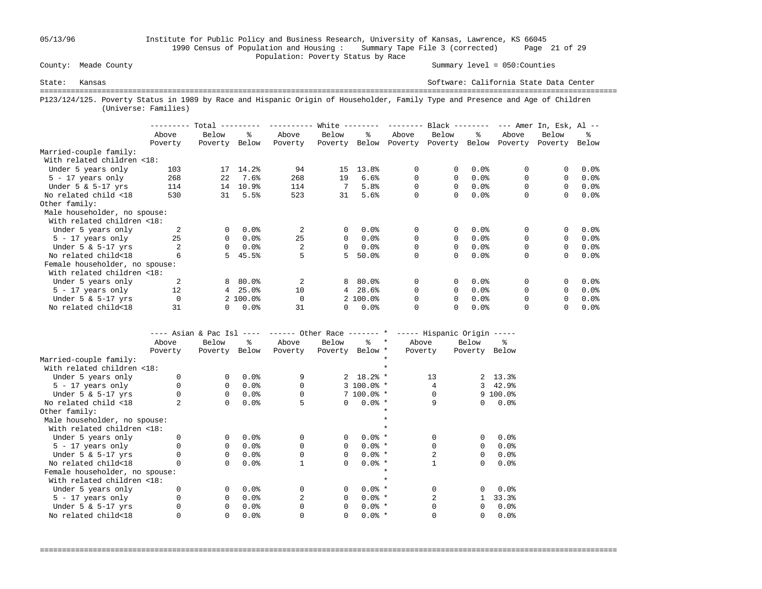Institute for Public Policy and Business Research, University of Kansas, Lawrence, KS 66045
1990 Census of Population and Housing : Summary Tape File 3 (corrected)
Population: Poverty Status by Race

County: Meade County — Summary level = 050:Counties

State: Kansas — Software: California State Data Center

## P123/124/125. Poverty Status in 1989 by Race and Hispanic Origin of Householder, Family Type and Presence and Age of Children (Universe: Families)

| | Total | | | White | | | Black | | | Amer In, Esk, Al | | |
|---|---|---|---|---|---|---|---|---|---|---|---|---|
| | Above Poverty | Below Poverty | % Below | Above Poverty | Below Poverty | % Below | Above Poverty | Below Poverty | % Below | Above Poverty | Below Poverty | % Below |
| **Married-couple family:** | | | | | | | | | | | | |
| With related children <18: | | | | | | | | | | | | |
| Under 5 years only | 103 | 17 | 14.2% | 94 | 15 | 13.8% | 0 | 0 | 0.0% | 0 | 0 | 0.0% |
| 5 - 17 years only | 268 | 22 | 7.6% | 268 | 19 | 6.6% | 0 | 0 | 0.0% | 0 | 0 | 0.0% |
| Under 5 & 5-17 yrs | 114 | 14 | 10.9% | 114 | 7 | 5.8% | 0 | 0 | 0.0% | 0 | 0 | 0.0% |
| No related child <18 | 530 | 31 | 5.5% | 523 | 31 | 5.6% | 0 | 0 | 0.0% | 0 | 0 | 0.0% |
| **Other family:** | | | | | | | | | | | | |
| Male householder, no spouse: | | | | | | | | | | | | |
| With related children <18: | | | | | | | | | | | | |
| Under 5 years only | 2 | 0 | 0.0% | 2 | 0 | 0.0% | 0 | 0 | 0.0% | 0 | 0 | 0.0% |
| 5 - 17 years only | 25 | 0 | 0.0% | 25 | 0 | 0.0% | 0 | 0 | 0.0% | 0 | 0 | 0.0% |
| Under 5 & 5-17 yrs | 2 | 0 | 0.0% | 2 | 0 | 0.0% | 0 | 0 | 0.0% | 0 | 0 | 0.0% |
| No related child<18 | 6 | 5 | 45.5% | 5 | 5 | 50.0% | 0 | 0 | 0.0% | 0 | 0 | 0.0% |
| Female householder, no spouse: | | | | | | | | | | | | |
| With related children <18: | | | | | | | | | | | | |
| Under 5 years only | 2 | 8 | 80.0% | 2 | 8 | 80.0% | 0 | 0 | 0.0% | 0 | 0 | 0.0% |
| 5 - 17 years only | 12 | 4 | 25.0% | 10 | 4 | 28.6% | 0 | 0 | 0.0% | 0 | 0 | 0.0% |
| Under 5 & 5-17 yrs | 0 | 2 | 100.0% | 0 | 2 | 100.0% | 0 | 0 | 0.0% | 0 | 0 | 0.0% |
| No related child<18 | 31 | 0 | 0.0% | 31 | 0 | 0.0% | 0 | 0 | 0.0% | 0 | 0 | 0.0% |

| | Asian & Pac Isl | | | Other Race | | | Hispanic Origin | | |
|---|---|---|---|---|---|---|---|---|---|
| | Above Poverty | Below Poverty | % Below | Above Poverty | Below Poverty | % Below | Above Poverty | Below Poverty | % Below |
| **Married-couple family:** | | | | | | | | | |
| With related children <18: | | | | | | | | | |
| Under 5 years only | 0 | 0 | 0.0% | 9 | 2 | 18.2% | 13 | 2 | 13.3% |
| 5 - 17 years only | 0 | 0 | 0.0% | 0 | 3 | 100.0% | 4 | 3 | 42.9% |
| Under 5 & 5-17 yrs | 0 | 0 | 0.0% | 0 | 7 | 100.0% | 0 | 9 | 100.0% |
| No related child <18 | 2 | 0 | 0.0% | 5 | 0 | 0.0% | 9 | 0 | 0.0% |
| **Other family:** | | | | | | | | | |
| Male householder, no spouse: | | | | | | | | | |
| With related children <18: | | | | | | | | | |
| Under 5 years only | 0 | 0 | 0.0% | 0 | 0 | 0.0% | 0 | 0 | 0.0% |
| 5 - 17 years only | 0 | 0 | 0.0% | 0 | 0 | 0.0% | 0 | 0 | 0.0% |
| Under 5 & 5-17 yrs | 0 | 0 | 0.0% | 0 | 0 | 0.0% | 2 | 0 | 0.0% |
| No related child<18 | 0 | 0 | 0.0% | 1 | 0 | 0.0% | 1 | 0 | 0.0% |
| Female householder, no spouse: | | | | | | | | | |
| With related children <18: | | | | | | | | | |
| Under 5 years only | 0 | 0 | 0.0% | 0 | 0 | 0.0% | 0 | 0 | 0.0% |
| 5 - 17 years only | 0 | 0 | 0.0% | 2 | 0 | 0.0% | 2 | 1 | 33.3% |
| Under 5 & 5-17 yrs | 0 | 0 | 0.0% | 0 | 0 | 0.0% | 0 | 0 | 0.0% |
| No related child<18 | 0 | 0 | 0.0% | 0 | 0 | 0.0% | 0 | 0 | 0.0% |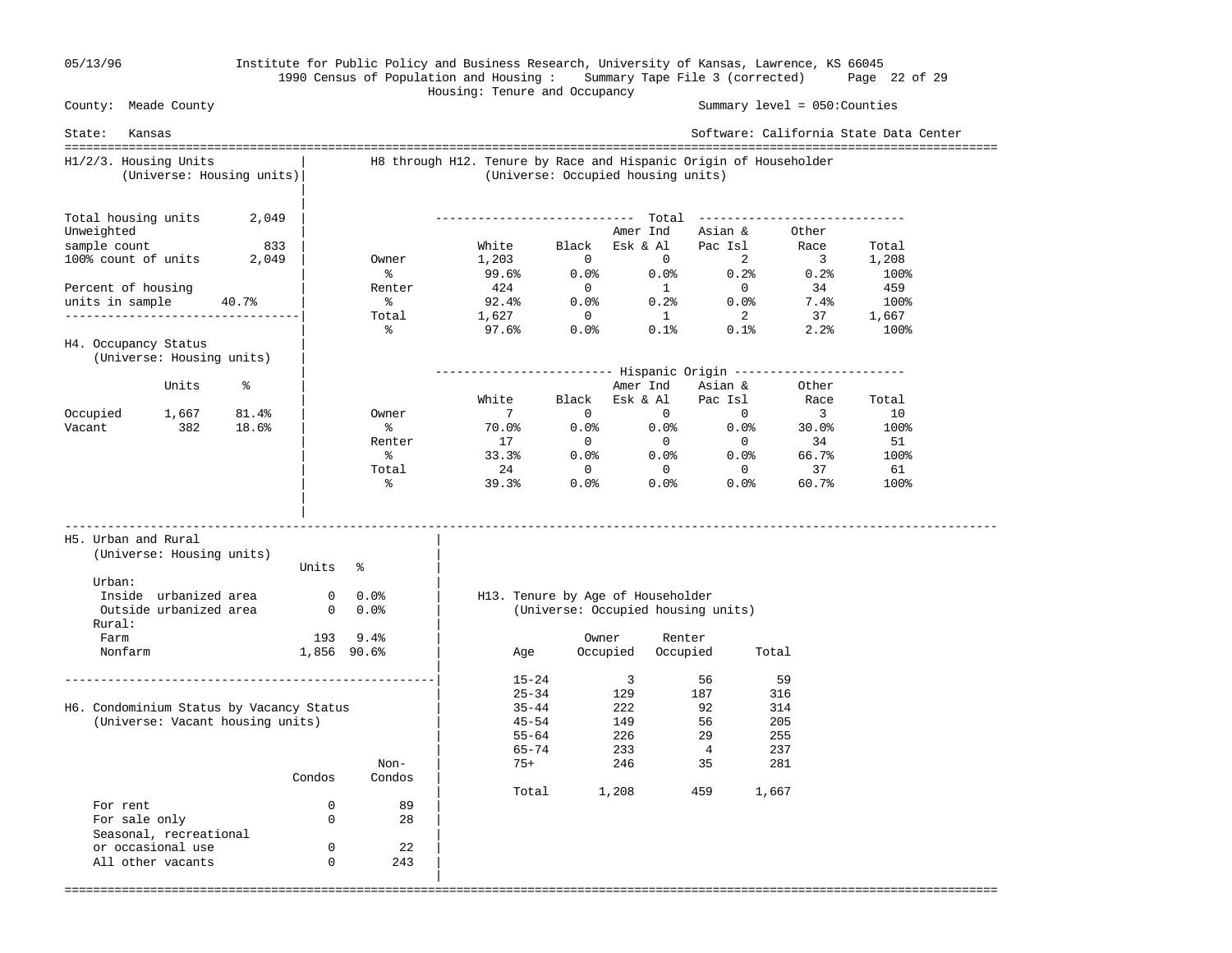County: Meade County — Summary level = 050:Counties

State: Kansas — Software: California State Data Center

Institute for Public Policy and Business Research, University of Kansas, Lawrence, KS 66045

1990 Census of Population and Housing : Summary Tape File 3 (corrected)

Housing: Tenure and Occupancy

## H1/2/3. Housing Units

(Universe: Housing units)

| | |
|---|---|
| Total housing units | 2,049 |
| Unweighted sample count | 833 |
| 100% count of units | 2,049 |
| Percent of housing units in sample | 40.7% |

## H4. Occupancy Status

(Universe: Housing units)

| | Units | % |
|---|---|---|
| Occupied | 1,667 | 81.4% |
| Vacant | 382 | 18.6% |

## H8 through H12. Tenure by Race and Hispanic Origin of Householder

(Universe: Occupied housing units)

**Total**

| | White | Black | Amer Ind Esk & Al | Asian & Pac Isl | Other Race | Total |
|---|---|---|---|---|---|---|
| Owner | 1,203 | 0 | 0 | 2 | 3 | 1,208 |
| % | 99.6% | 0.0% | 0.0% | 0.2% | 0.2% | 100% |
| Renter | 424 | 0 | 1 | 0 | 34 | 459 |
| % | 92.4% | 0.0% | 0.2% | 0.0% | 7.4% | 100% |
| Total | 1,627 | 0 | 1 | 2 | 37 | 1,667 |
| % | 97.6% | 0.0% | 0.1% | 0.1% | 2.2% | 100% |

**Hispanic Origin**

| | White | Black | Amer Ind Esk & Al | Asian & Pac Isl | Other Race | Total |
|---|---|---|---|---|---|---|
| Owner | 7 | 0 | 0 | 0 | 3 | 10 |
| % | 70.0% | 0.0% | 0.0% | 0.0% | 30.0% | 100% |
| Renter | 17 | 0 | 0 | 0 | 34 | 51 |
| % | 33.3% | 0.0% | 0.0% | 0.0% | 66.7% | 100% |
| Total | 24 | 0 | 0 | 0 | 37 | 61 |
| % | 39.3% | 0.0% | 0.0% | 0.0% | 60.7% | 100% |

## H5. Urban and Rural

(Universe: Housing units)

| | Units | % |
|---|---|---|
| Urban: | | |
| Inside urbanized area | 0 | 0.0% |
| Outside urbanized area | 0 | 0.0% |
| Rural: | | |
| Farm | 193 | 9.4% |
| Nonfarm | 1,856 | 90.6% |

## H6. Condominium Status by Vacancy Status

(Universe: Vacant housing units)

| | Condos | Non-Condos |
|---|---|---|
| For rent | 0 | 89 |
| For sale only | 0 | 28 |
| Seasonal, recreational or occasional use | 0 | 22 |
| All other vacants | 0 | 243 |

## H13. Tenure by Age of Householder

(Universe: Occupied housing units)

| Age | Owner Occupied | Renter Occupied | Total |
|---|---|---|---|
| 15-24 | 3 | 56 | 59 |
| 25-34 | 129 | 187 | 316 |
| 35-44 | 222 | 92 | 314 |
| 45-54 | 149 | 56 | 205 |
| 55-64 | 226 | 29 | 255 |
| 65-74 | 233 | 4 | 237 |
| 75+ | 246 | 35 | 281 |
| Total | 1,208 | 459 | 1,667 |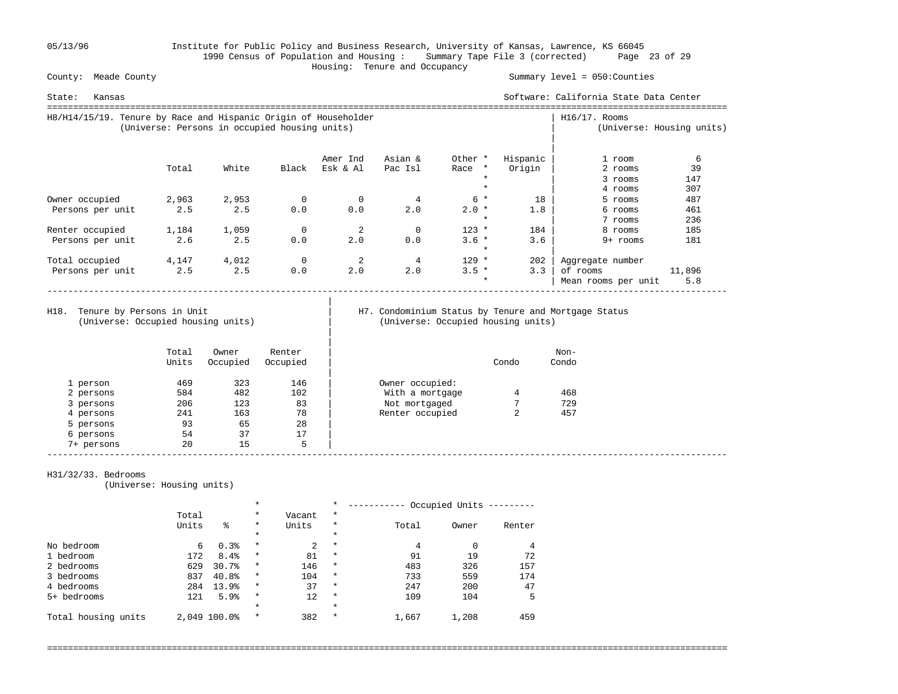Institute for Public Policy and Business Research, University of Kansas, Lawrence, KS 66045
1990 Census of Population and Housing : Summary Tape File 3 (corrected)
Housing: Tenure and Occupancy

County: Meade County — Summary level = 050:Counties

State: Kansas — Software: California State Data Center

## H8/H14/15/19. Tenure by Race and Hispanic Origin of Householder
(Universe: Persons in occupied housing units)

| | Total | White | Black | Amer Ind Esk & Al | Asian & Pac Isl | Other Race | Hispanic Origin |
|---|---|---|---|---|---|---|---|
| Owner occupied | 2,963 | 2,953 | 0 | 0 | 4 | 6 | 18 |
| Persons per unit | 2.5 | 2.5 | 0.0 | 0.0 | 2.0 | 2.0 | 1.8 |
| Renter occupied | 1,184 | 1,059 | 0 | 2 | 0 | 123 | 184 |
| Persons per unit | 2.6 | 2.5 | 0.0 | 2.0 | 0.0 | 3.6 | 3.6 |
| Total occupied | 4,147 | 4,012 | 0 | 2 | 4 | 129 | 202 |
| Persons per unit | 2.5 | 2.5 | 0.0 | 2.0 | 2.0 | 3.5 | 3.3 |

## H16/17. Rooms
(Universe: Housing units)

| Rooms | Units |
|---|---|
| 1 room | 6 |
| 2 rooms | 39 |
| 3 rooms | 147 |
| 4 rooms | 307 |
| 5 rooms | 487 |
| 6 rooms | 461 |
| 7 rooms | 236 |
| 8 rooms | 185 |
| 9+ rooms | 181 |
| Aggregate number of rooms | 11,896 |
| Mean rooms per unit | 5.8 |

## H18. Tenure by Persons in Unit
(Universe: Occupied housing units)

| | Total Units | Owner Occupied | Renter Occupied |
|---|---|---|---|
| 1 person | 469 | 323 | 146 |
| 2 persons | 584 | 482 | 102 |
| 3 persons | 206 | 123 | 83 |
| 4 persons | 241 | 163 | 78 |
| 5 persons | 93 | 65 | 28 |
| 6 persons | 54 | 37 | 17 |
| 7+ persons | 20 | 15 | 5 |

## H7. Condominium Status by Tenure and Mortgage Status
(Universe: Occupied housing units)

| | Condo | Non-Condo |
|---|---|---|
| Owner occupied: | | |
| With a mortgage | 4 | 468 |
| Not mortgaged | 7 | 729 |
| Renter occupied | 2 | 457 |

## H31/32/33. Bedrooms
(Universe: Housing units)

| | Total Units | % | Vacant Units | Occupied Units Total | Owner | Renter |
|---|---|---|---|---|---|---|
| No bedroom | 6 | 0.3% | 2 | 4 | 0 | 4 |
| 1 bedroom | 172 | 8.4% | 81 | 91 | 19 | 72 |
| 2 bedrooms | 629 | 30.7% | 146 | 483 | 326 | 157 |
| 3 bedrooms | 837 | 40.8% | 104 | 733 | 559 | 174 |
| 4 bedrooms | 284 | 13.9% | 37 | 247 | 200 | 47 |
| 5+ bedrooms | 121 | 5.9% | 12 | 109 | 104 | 5 |
| Total housing units | 2,049 | 100.0% | 382 | 1,667 | 1,208 | 459 |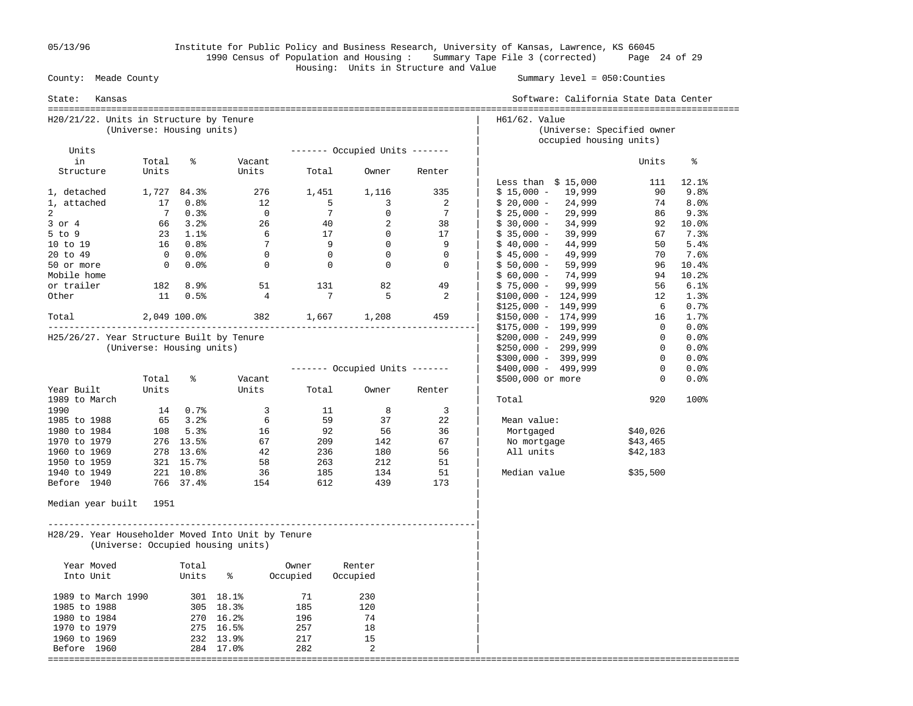Institute for Public Policy and Business Research, University of Kansas, Lawrence, KS 66045
1990 Census of Population and Housing : Summary Tape File 3 (corrected)
Housing: Units in Structure and Value

County: Meade County — Summary level = 050:Counties

State: Kansas — Software: California State Data Center

## H20/21/22. Units in Structure by Tenure
(Universe: Housing units)

| Units in Structure | Total Units | % | Vacant Units | Occupied Units: Total | Occupied Units: Owner | Occupied Units: Renter |
|---|---|---|---|---|---|---|
| 1, detached | 1,727 | 84.3% | 276 | 1,451 | 1,116 | 335 |
| 1, attached | 17 | 0.8% | 12 | 5 | 3 | 2 |
| 2 | 7 | 0.3% | 0 | 7 | 0 | 7 |
| 3 or 4 | 66 | 3.2% | 26 | 40 | 2 | 38 |
| 5 to 9 | 23 | 1.1% | 6 | 17 | 0 | 17 |
| 10 to 19 | 16 | 0.8% | 7 | 9 | 0 | 9 |
| 20 to 49 | 0 | 0.0% | 0 | 0 | 0 | 0 |
| 50 or more | 0 | 0.0% | 0 | 0 | 0 | 0 |
| Mobile home or trailer | 182 | 8.9% | 51 | 131 | 82 | 49 |
| Other | 11 | 0.5% | 4 | 7 | 5 | 2 |
| Total | 2,049 | 100.0% | 382 | 1,667 | 1,208 | 459 |

## H25/26/27. Year Structure Built by Tenure
(Universe: Housing units)

| Year Built | Total Units | % | Vacant Units | Occupied Units: Total | Occupied Units: Owner | Occupied Units: Renter |
|---|---|---|---|---|---|---|
| 1989 to March 1990 | 14 | 0.7% | 3 | 11 | 8 | 3 |
| 1985 to 1988 | 65 | 3.2% | 6 | 59 | 37 | 22 |
| 1980 to 1984 | 108 | 5.3% | 16 | 92 | 56 | 36 |
| 1970 to 1979 | 276 | 13.5% | 67 | 209 | 142 | 67 |
| 1960 to 1969 | 278 | 13.6% | 42 | 236 | 180 | 56 |
| 1950 to 1959 | 321 | 15.7% | 58 | 263 | 212 | 51 |
| 1940 to 1949 | 221 | 10.8% | 36 | 185 | 134 | 51 |
| Before 1940 | 766 | 37.4% | 154 | 612 | 439 | 173 |

Median year built 1951

## H28/29. Year Householder Moved Into Unit by Tenure
(Universe: Occupied housing units)

| Year Moved Into Unit | Total Units | % | Owner Occupied | Renter Occupied |
|---|---|---|---|---|
| 1989 to March 1990 | 301 | 18.1% | 71 | 230 |
| 1985 to 1988 | 305 | 18.3% | 185 | 120 |
| 1980 to 1984 | 270 | 16.2% | 196 | 74 |
| 1970 to 1979 | 275 | 16.5% | 257 | 18 |
| 1960 to 1969 | 232 | 13.9% | 217 | 15 |
| Before 1960 | 284 | 17.0% | 282 | 2 |

## H61/62. Value
(Universe: Specified owner occupied housing units)

| Value | Units | % |
|---|---|---|
| Less than $ 15,000 | 111 | 12.1% |
| $ 15,000 - 19,999 | 90 | 9.8% |
| $ 20,000 - 24,999 | 74 | 8.0% |
| $ 25,000 - 29,999 | 86 | 9.3% |
| $ 30,000 - 34,999 | 92 | 10.0% |
| $ 35,000 - 39,999 | 67 | 7.3% |
| $ 40,000 - 44,999 | 50 | 5.4% |
| $ 45,000 - 49,999 | 70 | 7.6% |
| $ 50,000 - 59,999 | 96 | 10.4% |
| $ 60,000 - 74,999 | 94 | 10.2% |
| $ 75,000 - 99,999 | 56 | 6.1% |
| $100,000 - 124,999 | 12 | 1.3% |
| $125,000 - 149,999 | 6 | 0.7% |
| $150,000 - 174,999 | 16 | 1.7% |
| $175,000 - 199,999 | 0 | 0.0% |
| $200,000 - 249,999 | 0 | 0.0% |
| $250,000 - 299,999 | 0 | 0.0% |
| $300,000 - 399,999 | 0 | 0.0% |
| $400,000 - 499,999 | 0 | 0.0% |
| $500,000 or more | 0 | 0.0% |
| Total | 920 | 100% |

Mean value:

| | |
|---|---|
| Mortgaged | $40,026 |
| No mortgage | $43,465 |
| All units | $42,183 |

Median value $35,500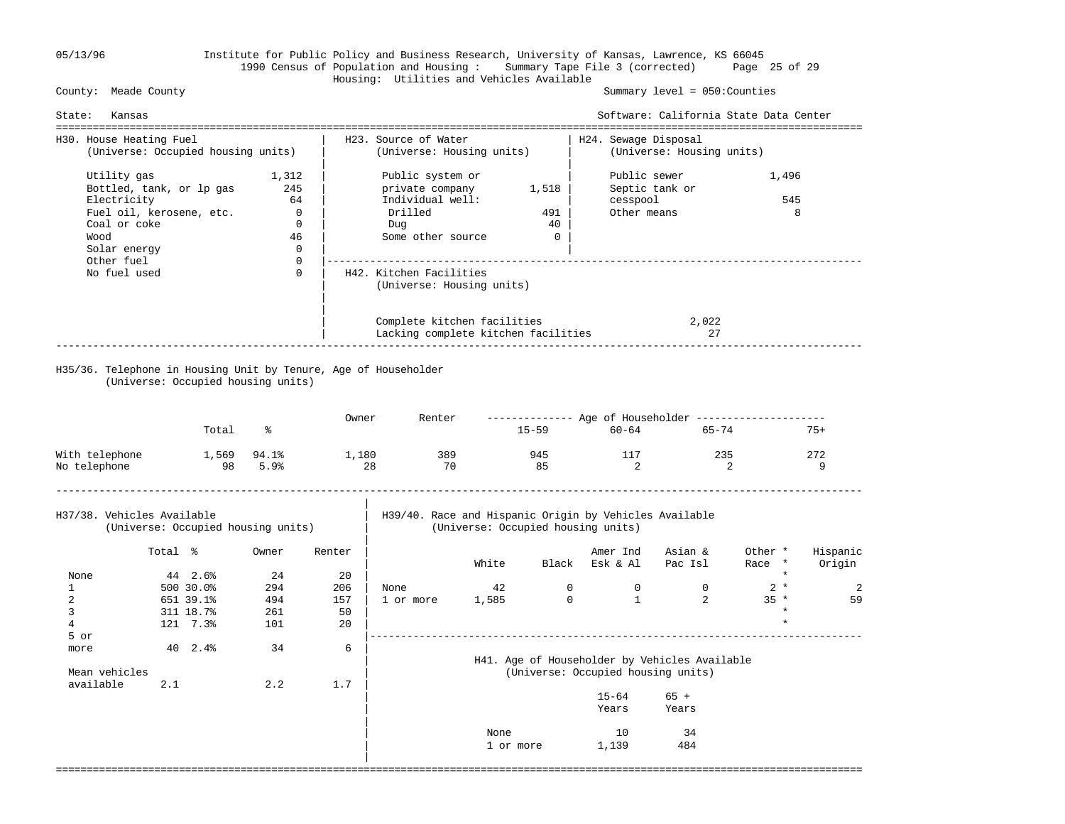05/13/96 Institute for Public Policy and Business Research, University of Kansas, Lawrence, KS 66045
1990 Census of Population and Housing : Summary Tape File 3 (corrected)
Housing: Utilities and Vehicles Available

County: Meade County — Summary level = 050:Counties

State: Kansas — Software: California State Data Center

### H30. House Heating Fuel
(Universe: Occupied housing units)

| Fuel | Count |
|---|---|
| Utility gas | 1,312 |
| Bottled, tank, or lp gas | 245 |
| Electricity | 64 |
| Fuel oil, kerosene, etc. | 0 |
| Coal or coke | 0 |
| Wood | 46 |
| Solar energy | 0 |
| Other fuel | 0 |
| No fuel used | 0 |

### H23. Source of Water
(Universe: Housing units)

| Source | Count |
|---|---|
| Public system or private company | 1,518 |
| Individual well: | |
| Drilled | 491 |
| Dug | 40 |
| Some other source | 0 |

### H24. Sewage Disposal
(Universe: Housing units)

| Disposal | Count |
|---|---|
| Public sewer | 1,496 |
| Septic tank or cesspool | 545 |
| Other means | 8 |

### H42. Kitchen Facilities
(Universe: Housing units)

| Facilities | Count |
|---|---|
| Complete kitchen facilities | 2,022 |
| Lacking complete kitchen facilities | 27 |

### H35/36. Telephone in Housing Unit by Tenure, Age of Householder
(Universe: Occupied housing units)

| | Total | % | Owner | Renter | Age of Householder 15-59 | 60-64 | 65-74 | 75+ |
|---|---|---|---|---|---|---|---|---|
| With telephone | 1,569 | 94.1% | 1,180 | 389 | 945 | 117 | 235 | 272 |
| No telephone | 98 | 5.9% | 28 | 70 | 85 | 2 | 2 | 9 |

### H37/38. Vehicles Available
(Universe: Occupied housing units)

| | Total | % | Owner | Renter |
|---|---|---|---|---|
| None | 44 | 2.6% | 24 | 20 |
| 1 | 500 | 30.0% | 294 | 206 |
| 2 | 651 | 39.1% | 494 | 157 |
| 3 | 311 | 18.7% | 261 | 50 |
| 4 | 121 | 7.3% | 101 | 20 |
| 5 or more | 40 | 2.4% | 34 | 6 |
| Mean vehicles available | 2.1 | | 2.2 | 1.7 |

### H39/40. Race and Hispanic Origin by Vehicles Available
(Universe: Occupied housing units)

| | White | Black | Amer Ind Esk & Al | Asian & Pac Isl | Other Race * | Hispanic Origin |
|---|---|---|---|---|---|---|
| None | 42 | 0 | 0 | 0 | 2 * | 2 |
| 1 or more | 1,585 | 0 | 1 | 2 | 35 * | 59 |

### H41. Age of Householder by Vehicles Available
(Universe: Occupied housing units)

| | 15-64 Years | 65 + Years |
|---|---|---|
| None | 10 | 34 |
| 1 or more | 1,139 | 484 |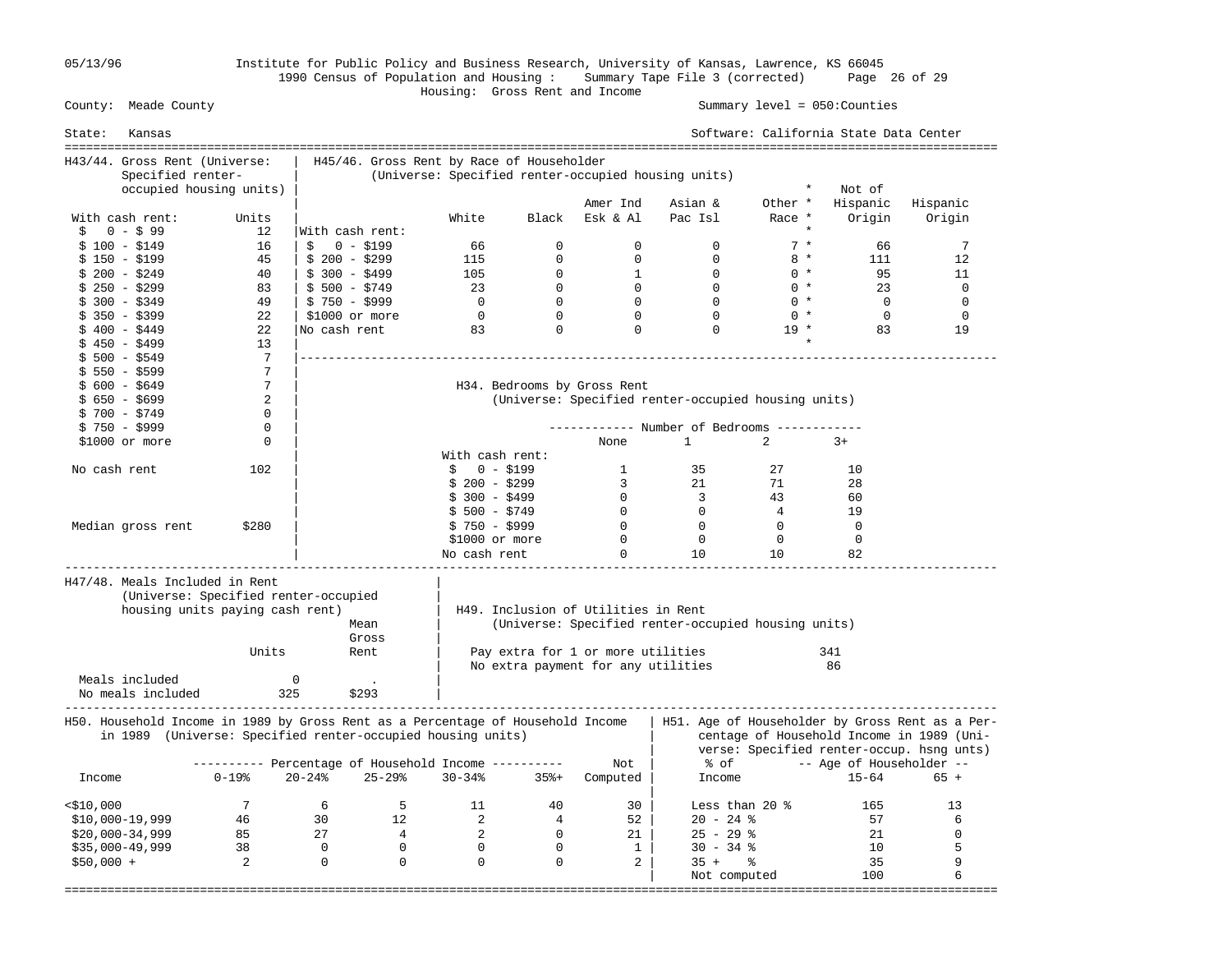Institute for Public Policy and Business Research, University of Kansas, Lawrence, KS 66045
1990 Census of Population and Housing : Summary Tape File 3 (corrected)
Housing: Gross Rent and Income

County: Meade County — Summary level = 050:Counties

State: Kansas — Software: California State Data Center

### H43/44. Gross Rent (Universe: Specified renter-occupied housing units)

| With cash rent: | Units |
|---|---|
| $ 0 - $ 99 | 12 |
| $ 100 - $149 | 16 |
| $ 150 - $199 | 45 |
| $ 200 - $249 | 40 |
| $ 250 - $299 | 83 |
| $ 300 - $349 | 49 |
| $ 350 - $399 | 22 |
| $ 400 - $449 | 22 |
| $ 450 - $499 | 13 |
| $ 500 - $549 | 7 |
| $ 550 - $599 | 7 |
| $ 600 - $649 | 7 |
| $ 650 - $699 | 2 |
| $ 700 - $749 | 0 |
| $ 750 - $999 | 0 |
| $1000 or more | 0 |
| No cash rent | 102 |
| Median gross rent | $280 |

### H45/46. Gross Rent by Race of Householder
(Universe: Specified renter-occupied housing units)

| | White | Black | Amer Ind Esk & Al | Asian & Pac Isl | Other Race | Not of Hispanic Origin | Hispanic Origin |
|---|---|---|---|---|---|---|---|
| With cash rent: | | | | | | | |
| $ 0 - $199 | 66 | 0 | 0 | 0 | 7 | 66 | 7 |
| $ 200 - $299 | 115 | 0 | 0 | 0 | 8 | 111 | 12 |
| $ 300 - $499 | 105 | 0 | 1 | 0 | 0 | 95 | 11 |
| $ 500 - $749 | 23 | 0 | 0 | 0 | 0 | 23 | 0 |
| $ 750 - $999 | 0 | 0 | 0 | 0 | 0 | 0 | 0 |
| $1000 or more | 0 | 0 | 0 | 0 | 0 | 0 | 0 |
| No cash rent | 83 | 0 | 0 | 0 | 19 | 83 | 19 |

### H34. Bedrooms by Gross Rent
(Universe: Specified renter-occupied housing units)

| | Number of Bedrooms | | | |
|---|---|---|---|---|
| | None | 1 | 2 | 3+ |
| With cash rent: | | | | |
| $ 0 - $199 | 1 | 35 | 27 | 10 |
| $ 200 - $299 | 3 | 21 | 71 | 28 |
| $ 300 - $499 | 0 | 3 | 43 | 60 |
| $ 500 - $749 | 0 | 0 | 4 | 19 |
| $ 750 - $999 | 0 | 0 | 0 | 0 |
| $1000 or more | 0 | 0 | 0 | 0 |
| No cash rent | 0 | 10 | 10 | 82 |

### H47/48. Meals Included in Rent
(Universe: Specified renter-occupied housing units paying cash rent)

| | Units | Mean Gross Rent |
|---|---|---|
| Meals included | 0 | . |
| No meals included | 325 | $293 |

### H49. Inclusion of Utilities in Rent
(Universe: Specified renter-occupied housing units)

| | |
|---|---|
| Pay extra for 1 or more utilities | 341 |
| No extra payment for any utilities | 86 |

### H50. Household Income in 1989 by Gross Rent as a Percentage of Household Income in 1989 (Universe: Specified renter-occupied housing units)

| Income | 0-19% | 20-24% | 25-29% | 30-34% | 35%+ | Not Computed |
|---|---|---|---|---|---|---|
| <$10,000 | 7 | 6 | 5 | 11 | 40 | 30 |
| $10,000-19,999 | 46 | 30 | 12 | 2 | 4 | 52 |
| $20,000-34,999 | 85 | 27 | 4 | 2 | 0 | 21 |
| $35,000-49,999 | 38 | 0 | 0 | 0 | 0 | 1 |
| $50,000 + | 2 | 0 | 0 | 0 | 0 | 2 |

### H51. Age of Householder by Gross Rent as a Percentage of Household Income in 1989 (Universe: Specified renter-occup. hsng unts)

| % of Income | 15-64 | 65 + |
|---|---|---|
| Less than 20 % | 165 | 13 |
| 20 - 24 % | 57 | 6 |
| 25 - 29 % | 21 | 0 |
| 30 - 34 % | 10 | 5 |
| 35 + % | 35 | 9 |
| Not computed | 100 | 6 |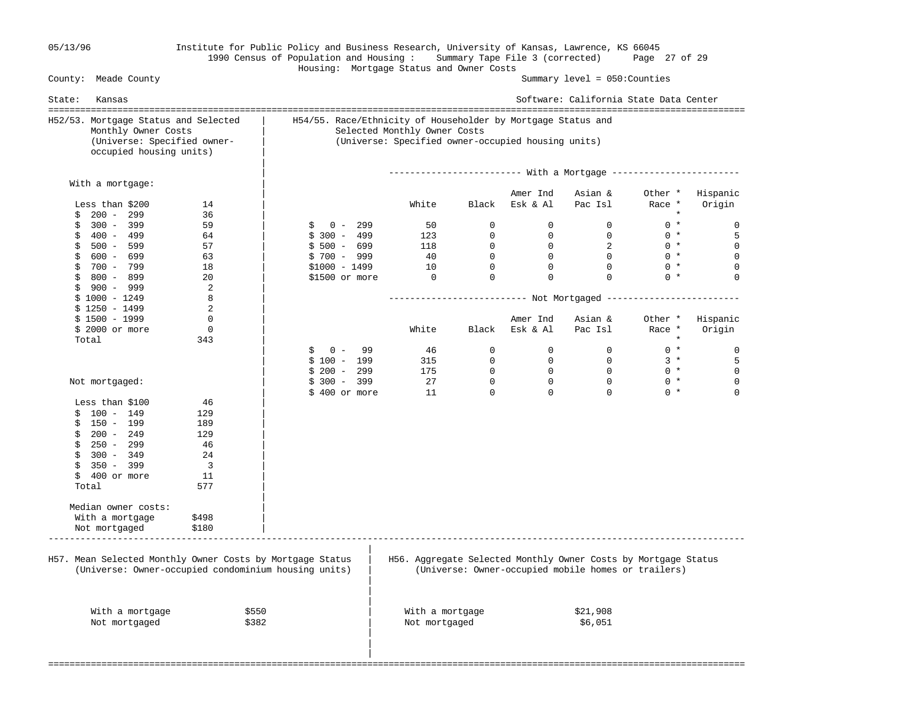County: Meade County

State: Kansas

Summary level = 050:Counties

Software: California State Data Center

Housing: Mortgage Status and Owner Costs

## H52/53. Mortgage Status and Selected Monthly Owner Costs
(Universe: Specified owner-occupied housing units)

| With a mortgage: | |
|---|---|
| Less than $200 | 14 |
| $ 200 - 299 | 36 |
| $ 300 - 399 | 59 |
| $ 400 - 499 | 64 |
| $ 500 - 599 | 57 |
| $ 600 - 699 | 63 |
| $ 700 - 799 | 18 |
| $ 800 - 899 | 20 |
| $ 900 - 999 | 2 |
| $ 1000 - 1249 | 8 |
| $ 1250 - 1499 | 2 |
| $ 1500 - 1999 | 0 |
| $ 2000 or more | 0 |
| Total | 343 |

| Not mortgaged: | |
|---|---|
| Less than $100 | 46 |
| $ 100 - 149 | 129 |
| $ 150 - 199 | 189 |
| $ 200 - 249 | 129 |
| $ 250 - 299 | 46 |
| $ 300 - 349 | 24 |
| $ 350 - 399 | 3 |
| $ 400 or more | 11 |
| Total | 577 |

| Median owner costs: | |
|---|---|
| With a mortgage | $498 |
| Not mortgaged | $180 |

## H54/55. Race/Ethnicity of Householder by Mortgage Status and Selected Monthly Owner Costs
(Universe: Specified owner-occupied housing units)

With a Mortgage

| | White | Black | Amer Ind Esk & Al | Asian & Pac Isl | Other * Race * | Hispanic Origin |
|---|---|---|---|---|---|---|
| $ 0 - 299 | 50 | 0 | 0 | 0 | 0 * | 0 |
| $ 300 - 499 | 123 | 0 | 0 | 0 | 0 * | 5 |
| $ 500 - 699 | 118 | 0 | 0 | 2 | 0 * | 0 |
| $ 700 - 999 | 40 | 0 | 0 | 0 | 0 * | 0 |
| $1000 - 1499 | 10 | 0 | 0 | 0 | 0 * | 0 |
| $1500 or more | 0 | 0 | 0 | 0 | 0 * | 0 |

Not Mortgaged

| | White | Black | Amer Ind Esk & Al | Asian & Pac Isl | Other * Race * | Hispanic Origin |
|---|---|---|---|---|---|---|
| $ 0 - 99 | 46 | 0 | 0 | 0 | 0 * | 0 |
| $ 100 - 199 | 315 | 0 | 0 | 0 | 3 * | 5 |
| $ 200 - 299 | 175 | 0 | 0 | 0 | 0 * | 0 |
| $ 300 - 399 | 27 | 0 | 0 | 0 | 0 * | 0 |
| $ 400 or more | 11 | 0 | 0 | 0 | 0 * | 0 |

## H57. Mean Selected Monthly Owner Costs by Mortgage Status
(Universe: Owner-occupied condominium housing units)

| | |
|---|---|
| With a mortgage | $550 |
| Not mortgaged | $382 |

## H56. Aggregate Selected Monthly Owner Costs by Mortgage Status
(Universe: Owner-occupied mobile homes or trailers)

| | |
|---|---|
| With a mortgage | $21,908 |
| Not mortgaged | $6,051 |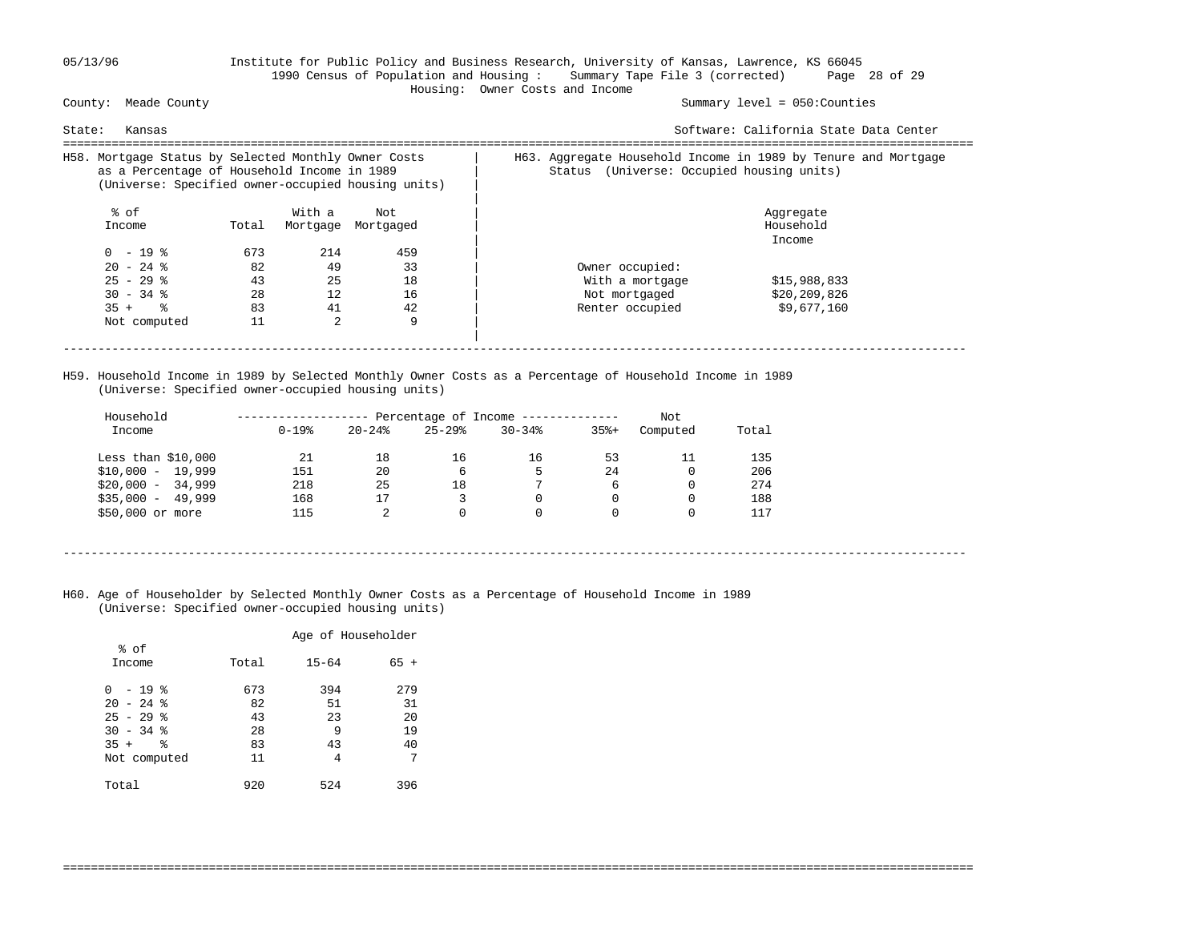Institute for Public Policy and Business Research, University of Kansas, Lawrence, KS 66045
1990 Census of Population and Housing : Summary Tape File 3 (corrected)
Housing: Owner Costs and Income

County: Meade County — Summary level = 050:Counties

State: Kansas — Software: California State Data Center

## H58. Mortgage Status by Selected Monthly Owner Costs as a Percentage of Household Income in 1989
(Universe: Specified owner-occupied housing units)

| % of Income | Total | With a Mortgage | Not Mortgaged |
|---|---|---|---|
| 0 - 19 % | 673 | 214 | 459 |
| 20 - 24 % | 82 | 49 | 33 |
| 25 - 29 % | 43 | 25 | 18 |
| 30 - 34 % | 28 | 12 | 16 |
| 35 + % | 83 | 41 | 42 |
| Not computed | 11 | 2 | 9 |

## H63. Aggregate Household Income in 1989 by Tenure and Mortgage Status (Universe: Occupied housing units)

| | Aggregate Household Income |
|---|---|
| Owner occupied: | |
| With a mortgage | $15,988,833 |
| Not mortgaged | $20,209,826 |
| Renter occupied | $9,677,160 |

## H59. Household Income in 1989 by Selected Monthly Owner Costs as a Percentage of Household Income in 1989
(Universe: Specified owner-occupied housing units)

| Household Income | 0-19% | 20-24% | 25-29% | 30-34% | 35%+ | Not Computed | Total |
|---|---|---|---|---|---|---|---|
| | Percentage of Income | | | | | | |
| Less than $10,000 | 21 | 18 | 16 | 16 | 53 | 11 | 135 |
| $10,000 - 19,999 | 151 | 20 | 6 | 5 | 24 | 0 | 206 |
| $20,000 - 34,999 | 218 | 25 | 18 | 7 | 6 | 0 | 274 |
| $35,000 - 49,999 | 168 | 17 | 3 | 0 | 0 | 0 | 188 |
| $50,000 or more | 115 | 2 | 0 | 0 | 0 | 0 | 117 |

## H60. Age of Householder by Selected Monthly Owner Costs as a Percentage of Household Income in 1989
(Universe: Specified owner-occupied housing units)

| % of Income | Total | Age of Householder 15-64 | 65 + |
|---|---|---|---|
| 0 - 19 % | 673 | 394 | 279 |
| 20 - 24 % | 82 | 51 | 31 |
| 25 - 29 % | 43 | 23 | 20 |
| 30 - 34 % | 28 | 9 | 19 |
| 35 + % | 83 | 43 | 40 |
| Not computed | 11 | 4 | 7 |
| Total | 920 | 524 | 396 |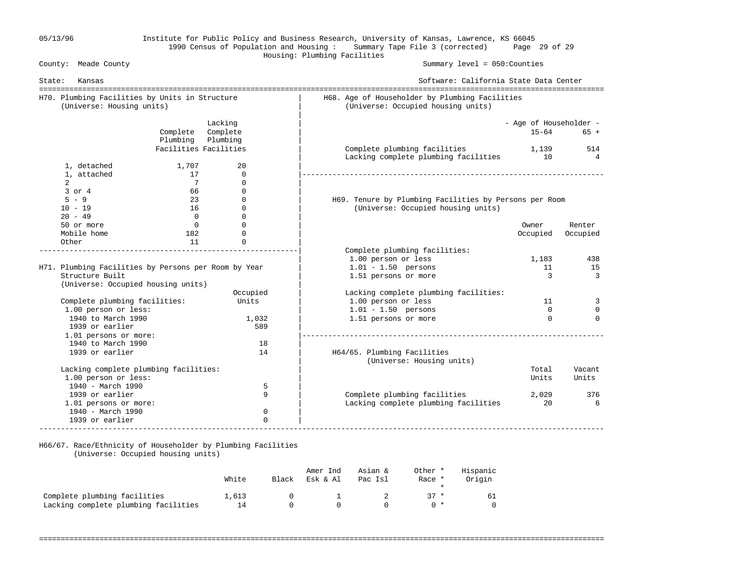05/13/96 Institute for Public Policy and Business Research, University of Kansas, Lawrence, KS 66045
1990 Census of Population and Housing : Summary Tape File 3 (corrected)
Housing: Plumbing Facilities

County: Meade County — Summary level = 050:Counties

State: Kansas — Software: California State Data Center

## H70. Plumbing Facilities by Units in Structure
(Universe: Housing units)

| | Complete Plumbing Facilities | Lacking Complete Plumbing Facilities |
|---|---|---|
| 1, detached | 1,707 | 20 |
| 1, attached | 17 | 0 |
| 2 | 7 | 0 |
| 3 or 4 | 66 | 0 |
| 5 - 9 | 23 | 0 |
| 10 - 19 | 16 | 0 |
| 20 - 49 | 0 | 0 |
| 50 or more | 0 | 0 |
| Mobile home | 182 | 0 |
| Other | 11 | 0 |

## H71. Plumbing Facilities by Persons per Room by Year Structure Built
(Universe: Occupied housing units)

| | Occupied Units |
|---|---|
| Complete plumbing facilities: | |
| 1.00 person or less: | |
| 1940 to March 1990 | 1,032 |
| 1939 or earlier | 589 |
| 1.01 persons or more: | |
| 1940 to March 1990 | 18 |
| 1939 or earlier | 14 |
| Lacking complete plumbing facilities: | |
| 1.00 person or less: | |
| 1940 - March 1990 | 5 |
| 1939 or earlier | 9 |
| 1.01 persons or more: | |
| 1940 - March 1990 | 0 |
| 1939 or earlier | 0 |

## H68. Age of Householder by Plumbing Facilities
(Universe: Occupied housing units)

| | Age of Householder 15-64 | 65 + |
|---|---|---|
| Complete plumbing facilities | 1,139 | 514 |
| Lacking complete plumbing facilities | 10 | 4 |

## H69. Tenure by Plumbing Facilities by Persons per Room
(Universe: Occupied housing units)

| | Owner Occupied | Renter Occupied |
|---|---|---|
| Complete plumbing facilities: | | |
| 1.00 person or less | 1,183 | 438 |
| 1.01 - 1.50 persons | 11 | 15 |
| 1.51 persons or more | 3 | 3 |
| Lacking complete plumbing facilities: | | |
| 1.00 person or less | 11 | 3 |
| 1.01 - 1.50 persons | 0 | 0 |
| 1.51 persons or more | 0 | 0 |

## H64/65. Plumbing Facilities
(Universe: Housing units)

| | Total Units | Vacant Units |
|---|---|---|
| Complete plumbing facilities | 2,029 | 376 |
| Lacking complete plumbing facilities | 20 | 6 |

## H66/67. Race/Ethnicity of Householder by Plumbing Facilities
(Universe: Occupied housing units)

| | White | Black | Amer Ind Esk & Al | Asian & Pac Isl | Other * Race * * | Hispanic Origin |
|---|---|---|---|---|---|---|
| Complete plumbing facilities | 1,613 | 0 | 1 | 2 | 37 * | 61 |
| Lacking complete plumbing facilities | 14 | 0 | 0 | 0 | 0 * | 0 |